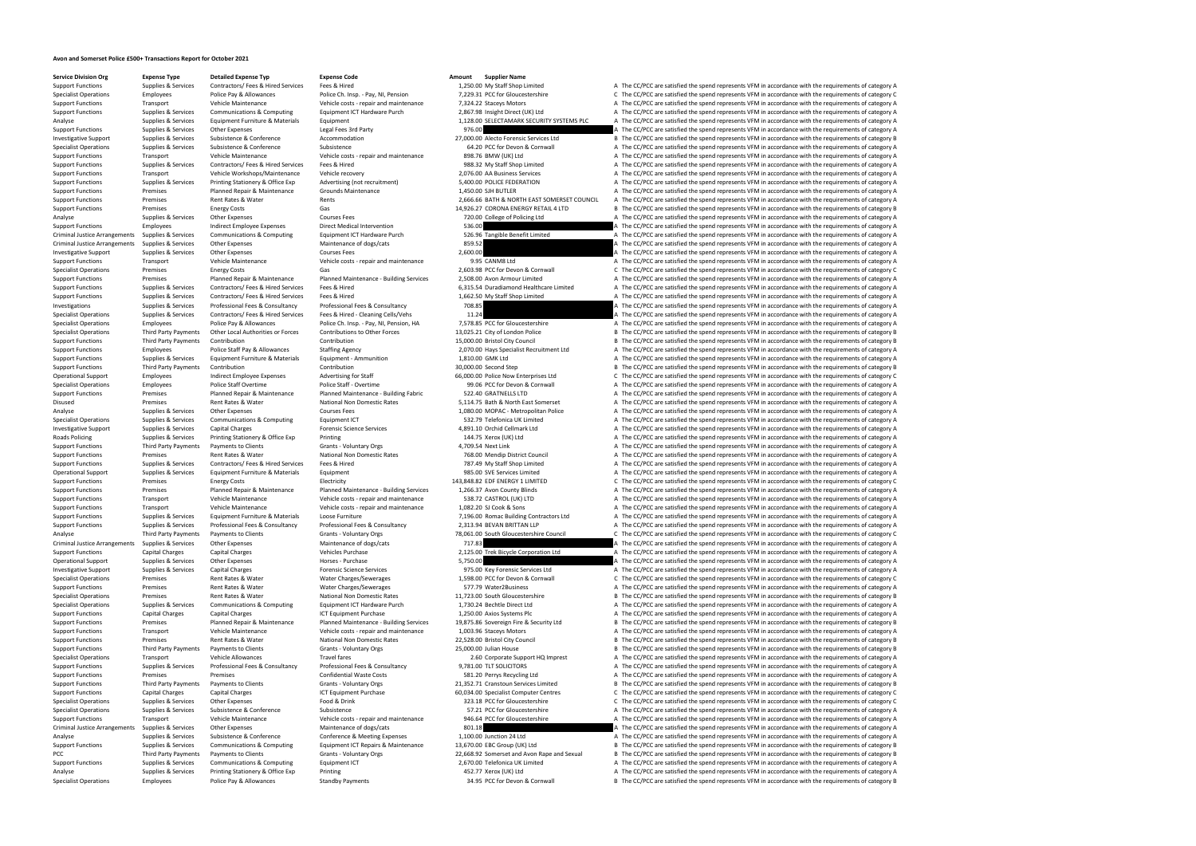# Avon and Somerset Police £500+ Transactions Report for October 2021

| Service Division Org | Expense Type | Detailed Expense Typ | Expense Code | Amount | Supplier Name | | |
|---|---|---|---|---|---|---|---|
| Support Functions | Supplies & Services | Contractors/ Fees & Hired Services | Fees & Hired | 1,250.00 | My Staff Shop Limited | A | The CC/PCC are satisfied the spend represents VFM in accordance with the requirements of category A |
| Specialist Operations | Employees | Police Pay & Allowances | Police Ch. Insp. - Pay, NI, Pension | 7,229.31 | PCC for Gloucestershire | C | The CC/PCC are satisfied the spend represents VFM in accordance with the requirements of category C |
| Support Functions | Transport | Vehicle Maintenance | Vehicle costs - repair and maintenance | 7,324.22 | Staceys Motors | A | The CC/PCC are satisfied the spend represents VFM in accordance with the requirements of category A |
| Support Functions | Supplies & Services | Communications & Computing | Equipment ICT Hardware Purch | 2,867.98 | Insight Direct (UK) Ltd | A | The CC/PCC are satisfied the spend represents VFM in accordance with the requirements of category A |
| Analyse | Supplies & Services | Equipment Furniture & Materials | Equipment | 1,128.00 | SELECTAMARK SECURITY SYSTEMS PLC | A | The CC/PCC are satisfied the spend represents VFM in accordance with the requirements of category A |
| Support Functions | Supplies & Services | Other Expenses | Legal Fees 3rd Party | 976.00 | | A | The CC/PCC are satisfied the spend represents VFM in accordance with the requirements of category A |
| Investigative Support | Supplies & Services | Subsistence & Conference | Accommodation | 27,000.00 | Alecto Forensic Services Ltd | B | The CC/PCC are satisfied the spend represents VFM in accordance with the requirements of category B |
| Specialist Operations | Supplies & Services | Subsistence & Conference | Subsistence | 64.20 | PCC for Devon & Cornwall | A | The CC/PCC are satisfied the spend represents VFM in accordance with the requirements of category A |
| Support Functions | Transport | Vehicle Maintenance | Vehicle costs - repair and maintenance | 898.76 | BMW (UK) Ltd | A | The CC/PCC are satisfied the spend represents VFM in accordance with the requirements of category A |
| Support Functions | Supplies & Services | Contractors/ Fees & Hired Services | Fees & Hired | 988.32 | My Staff Shop Limited | A | The CC/PCC are satisfied the spend represents VFM in accordance with the requirements of category A |
| Support Functions | Transport | Vehicle Workshops/Maintenance | Vehicle recovery | 2,076.00 | AA Business Services | A | The CC/PCC are satisfied the spend represents VFM in accordance with the requirements of category A |
| Support Functions | Supplies & Services | Printing Stationery & Office Exp | Advertising (not recruitment) | 5,400.00 | POLICE FEDERATION | A | The CC/PCC are satisfied the spend represents VFM in accordance with the requirements of category A |
| Support Functions | Premises | Planned Repair & Maintenance | Grounds Maintenance | 1,450.00 | SJH BUTLER | A | The CC/PCC are satisfied the spend represents VFM in accordance with the requirements of category A |
| Support Functions | Premises | Rent Rates & Water | Rents | 2,666.66 | BATH & NORTH EAST SOMERSET COUNCIL | A | The CC/PCC are satisfied the spend represents VFM in accordance with the requirements of category A |
| Support Functions | Premises | Energy Costs | Gas | 14,926.27 | CORONA ENERGY RETAIL 4 LTD | B | The CC/PCC are satisfied the spend represents VFM in accordance with the requirements of category B |
| Analyse | Supplies & Services | Other Expenses | Courses Fees | 720.00 | College of Policing Ltd | A | The CC/PCC are satisfied the spend represents VFM in accordance with the requirements of category A |
| Support Functions | Employees | Indirect Employee Expenses | Direct Medical Intervention | 536.00 | | A | The CC/PCC are satisfied the spend represents VFM in accordance with the requirements of category A |
| Criminal Justice Arrangements | Supplies & Services | Communications & Computing | Equipment ICT Hardware Purch | 526.96 | Tangible Benefit Limited | A | The CC/PCC are satisfied the spend represents VFM in accordance with the requirements of category A |
| Criminal Justice Arrangements | Supplies & Services | Other Expenses | Maintenance of dogs/cats | 859.52 | | A | The CC/PCC are satisfied the spend represents VFM in accordance with the requirements of category A |
| Investigative Support | Supplies & Services | Other Expenses | Courses Fees | 2,600.00 | | A | The CC/PCC are satisfied the spend represents VFM in accordance with the requirements of category A |
| Support Functions | Transport | Vehicle Maintenance | Vehicle costs - repair and maintenance | 9.95 | CANM8 Ltd | A | The CC/PCC are satisfied the spend represents VFM in accordance with the requirements of category A |
| Specialist Operations | Premises | Energy Costs | Gas | 2,603.98 | PCC for Devon & Cornwall | C | The CC/PCC are satisfied the spend represents VFM in accordance with the requirements of category C |
| Support Functions | Premises | Planned Repair & Maintenance | Planned Maintenance - Building Services | 2,508.00 | Avon Armour Limited | A | The CC/PCC are satisfied the spend represents VFM in accordance with the requirements of category A |
| Support Functions | Supplies & Services | Contractors/ Fees & Hired Services | Fees & Hired | 6,315.54 | Duradiamond Healthcare Limited | A | The CC/PCC are satisfied the spend represents VFM in accordance with the requirements of category A |
| Support Functions | Supplies & Services | Contractors/ Fees & Hired Services | Fees & Hired | 1,662.50 | My Staff Shop Limited | A | The CC/PCC are satisfied the spend represents VFM in accordance with the requirements of category A |
| Investigations | Supplies & Services | Professional Fees & Consultancy | Professional Fees & Consultancy | 708.85 | | A | The CC/PCC are satisfied the spend represents VFM in accordance with the requirements of category A |
| Specialist Operations | Supplies & Services | Contractors/ Fees & Hired Services | Fees & Hired - Cleaning Cells/Vehs | 11.24 | | A | The CC/PCC are satisfied the spend represents VFM in accordance with the requirements of category A |
| Specialist Operations | Employees | Police Pay & Allowances | Police Ch. Insp. - Pay, NI, Pension, HA | 7,578.85 | PCC for Gloucestershire | A | The CC/PCC are satisfied the spend represents VFM in accordance with the requirements of category A |
| Specialist Operations | Third Party Payments | Other Local Authorities or Forces | Contributions to Other Forces | 13,025.21 | City of London Police | B | The CC/PCC are satisfied the spend represents VFM in accordance with the requirements of category B |
| Support Functions | Third Party Payments | Contribution | Contribution | 15,000.00 | Bristol City Council | B | The CC/PCC are satisfied the spend represents VFM in accordance with the requirements of category B |
| Support Functions | Employees | Police Staff Pay & Allowances | Staffing Agency | 2,070.00 | Hays Specialist Recruitment Ltd | A | The CC/PCC are satisfied the spend represents VFM in accordance with the requirements of category A |
| Support Functions | Supplies & Services | Equipment Furniture & Materials | Equipment - Ammunition | 1,810.00 | GMK Ltd | A | The CC/PCC are satisfied the spend represents VFM in accordance with the requirements of category A |
| Support Functions | Third Party Payments | Contribution | Contribution | 30,000.00 | Second Step | B | The CC/PCC are satisfied the spend represents VFM in accordance with the requirements of category B |
| Operational Support | Employees | Indirect Employee Expenses | Advertising for Staff | 66,000.00 | Police Now Enterprises Ltd | C | The CC/PCC are satisfied the spend represents VFM in accordance with the requirements of category C |
| Specialist Operations | Employees | Police Staff Overtime | Police Staff - Overtime | 99.06 | PCC for Devon & Cornwall | A | The CC/PCC are satisfied the spend represents VFM in accordance with the requirements of category A |
| Support Functions | Premises | Planned Repair & Maintenance | Planned Maintenance - Building Fabric | 522.40 | GRATNELLS LTD | A | The CC/PCC are satisfied the spend represents VFM in accordance with the requirements of category A |
| Disused | Premises | Rent Rates & Water | National Non Domestic Rates | 5,114.75 | Bath & North East Somerset | A | The CC/PCC are satisfied the spend represents VFM in accordance with the requirements of category A |
| Analyse | Supplies & Services | Other Expenses | Courses Fees | 1,080.00 | MOPAC - Metropolitan Police | A | The CC/PCC are satisfied the spend represents VFM in accordance with the requirements of category A |
| Specialist Operations | Supplies & Services | Communications & Computing | Equipment ICT | 532.79 | Telefonica UK Limited | A | The CC/PCC are satisfied the spend represents VFM in accordance with the requirements of category A |
| Investigative Support | Supplies & Services | Capital Charges | Forensic Science Services | 4,891.10 | Orchid Cellmark Ltd | A | The CC/PCC are satisfied the spend represents VFM in accordance with the requirements of category A |
| Roads Policing | Supplies & Services | Printing Stationery & Office Exp | Printing | 144.75 | Xerox (UK) Ltd | A | The CC/PCC are satisfied the spend represents VFM in accordance with the requirements of category A |
| Support Functions | Third Party Payments | Payments to Clients | Grants - Voluntary Orgs | 4,709.54 | Next Link | A | The CC/PCC are satisfied the spend represents VFM in accordance with the requirements of category A |
| Support Functions | Premises | Rent Rates & Water | National Non Domestic Rates | 768.00 | Mendip District Council | A | The CC/PCC are satisfied the spend represents VFM in accordance with the requirements of category A |
| Support Functions | Supplies & Services | Contractors/ Fees & Hired Services | Fees & Hired | 787.49 | My Staff Shop Limited | A | The CC/PCC are satisfied the spend represents VFM in accordance with the requirements of category A |
| Operational Support | Supplies & Services | Equipment Furniture & Materials | Equipment | 985.00 | SVE Services Limited | A | The CC/PCC are satisfied the spend represents VFM in accordance with the requirements of category A |
| Support Functions | Premises | Energy Costs | Electricity | 143,848.82 | EDF ENERGY 1 LIMITED | C | The CC/PCC are satisfied the spend represents VFM in accordance with the requirements of category C |
| Support Functions | Premises | Planned Repair & Maintenance | Planned Maintenance - Building Services | 1,266.37 | Avon County Blinds | A | The CC/PCC are satisfied the spend represents VFM in accordance with the requirements of category A |
| Support Functions | Transport | Vehicle Maintenance | Vehicle costs - repair and maintenance | 538.72 | CASTROL (UK) LTD | A | The CC/PCC are satisfied the spend represents VFM in accordance with the requirements of category A |
| Support Functions | Transport | Vehicle Maintenance | Vehicle costs - repair and maintenance | 1,082.20 | SJ Cook & Sons | A | The CC/PCC are satisfied the spend represents VFM in accordance with the requirements of category A |
| Support Functions | Supplies & Services | Equipment Furniture & Materials | Loose Furniture | 7,196.00 | Romac Building Contractors Ltd | A | The CC/PCC are satisfied the spend represents VFM in accordance with the requirements of category A |
| Support Functions | Supplies & Services | Professional Fees & Consultancy | Professional Fees & Consultancy | 2,313.94 | BEVAN BRITTAN LLP | A | The CC/PCC are satisfied the spend represents VFM in accordance with the requirements of category A |
| Analyse | Third Party Payments | Payments to Clients | Grants - Voluntary Orgs | 78,061.00 | South Gloucestershire Council | C | The CC/PCC are satisfied the spend represents VFM in accordance with the requirements of category C |
| Criminal Justice Arrangements | Supplies & Services | Other Expenses | Maintenance of dogs/cats | 717.83 | | A | The CC/PCC are satisfied the spend represents VFM in accordance with the requirements of category A |
| Support Functions | Capital Charges | Capital Charges | Vehicles Purchase | 2,125.00 | Trek Bicycle Corporation Ltd | A | The CC/PCC are satisfied the spend represents VFM in accordance with the requirements of category A |
| Operational Support | Supplies & Services | Other Expenses | Horses - Purchase | 5,750.00 | | A | The CC/PCC are satisfied the spend represents VFM in accordance with the requirements of category A |
| Investigative Support | Supplies & Services | Capital Charges | Forensic Science Services | 975.00 | Key Forensic Services Ltd | A | The CC/PCC are satisfied the spend represents VFM in accordance with the requirements of category A |
| Specialist Operations | Premises | Rent Rates & Water | Water Charges/Sewerages | 1,598.00 | PCC for Devon & Cornwall | C | The CC/PCC are satisfied the spend represents VFM in accordance with the requirements of category C |
| Support Functions | Premises | Rent Rates & Water | Water Charges/Sewerages | 577.79 | Water2Business | A | The CC/PCC are satisfied the spend represents VFM in accordance with the requirements of category A |
| Specialist Operations | Premises | Rent Rates & Water | National Non Domestic Rates | 11,723.00 | South Gloucestershire | B | The CC/PCC are satisfied the spend represents VFM in accordance with the requirements of category B |
| Specialist Operations | Supplies & Services | Communications & Computing | Equipment ICT Hardware Purch | 1,730.24 | Bechtle Direct Ltd | A | The CC/PCC are satisfied the spend represents VFM in accordance with the requirements of category A |
| Support Functions | Capital Charges | Capital Charges | ICT Equipment Purchase | 1,250.00 | Axios Systems Plc | A | The CC/PCC are satisfied the spend represents VFM in accordance with the requirements of category A |
| Support Functions | Premises | Planned Repair & Maintenance | Planned Maintenance - Building Services | 19,875.86 | Sovereign Fire & Security Ltd | B | The CC/PCC are satisfied the spend represents VFM in accordance with the requirements of category B |
| Support Functions | Transport | Vehicle Maintenance | Vehicle costs - repair and maintenance | 1,003.96 | Staceys Motors | A | The CC/PCC are satisfied the spend represents VFM in accordance with the requirements of category A |
| Support Functions | Premises | Rent Rates & Water | National Non Domestic Rates | 22,528.00 | Bristol City Council | B | The CC/PCC are satisfied the spend represents VFM in accordance with the requirements of category B |
| Support Functions | Third Party Payments | Payments to Clients | Grants - Voluntary Orgs | 25,000.00 | Julian House | B | The CC/PCC are satisfied the spend represents VFM in accordance with the requirements of category B |
| Specialist Operations | Transport | Vehicle Allowances | Travel fares | 2.60 | Corporate Support HQ Imprest | A | The CC/PCC are satisfied the spend represents VFM in accordance with the requirements of category A |
| Support Functions | Supplies & Services | Professional Fees & Consultancy | Professional Fees & Consultancy | 9,781.00 | TLT SOLICITORS | A | The CC/PCC are satisfied the spend represents VFM in accordance with the requirements of category A |
| Support Functions | Premises | Premises | Confidential Waste Costs | 581.20 | Perrys Recycling Ltd | A | The CC/PCC are satisfied the spend represents VFM in accordance with the requirements of category A |
| Support Functions | Third Party Payments | Payments to Clients | Grants - Voluntary Orgs | 21,352.71 | Cranstoun Services Limited | B | The CC/PCC are satisfied the spend represents VFM in accordance with the requirements of category B |
| Support Functions | Capital Charges | Capital Charges | ICT Equipment Purchase | 60,034.00 | Specialist Computer Centres | C | The CC/PCC are satisfied the spend represents VFM in accordance with the requirements of category C |
| Specialist Operations | Supplies & Services | Other Expenses | Food & Drink | 323.18 | PCC for Gloucestershire | C | The CC/PCC are satisfied the spend represents VFM in accordance with the requirements of category C |
| Specialist Operations | Supplies & Services | Subsistence & Conference | Subsistence | 57.21 | PCC for Gloucestershire | A | The CC/PCC are satisfied the spend represents VFM in accordance with the requirements of category A |
| Support Functions | Transport | Vehicle Maintenance | Vehicle costs - repair and maintenance | 946.64 | PCC for Gloucestershire | A | The CC/PCC are satisfied the spend represents VFM in accordance with the requirements of category A |
| Criminal Justice Arrangements | Supplies & Services | Other Expenses | Maintenance of dogs/cats | 801.18 | | A | The CC/PCC are satisfied the spend represents VFM in accordance with the requirements of category A |
| Analyse | Supplies & Services | Subsistence & Conference | Conference & Meeting Expenses | 1,100.00 | Junction 24 Ltd | A | The CC/PCC are satisfied the spend represents VFM in accordance with the requirements of category A |
| Support Functions | Supplies & Services | Communications & Computing | Equipment ICT Repairs & Maintenance | 13,670.00 | EBC Group (UK) Ltd | B | The CC/PCC are satisfied the spend represents VFM in accordance with the requirements of category B |
| PCC | Third Party Payments | Payments to Clients | Grants - Voluntary Orgs | 22,668.92 | Somerset and Avon Rape and Sexual | B | The CC/PCC are satisfied the spend represents VFM in accordance with the requirements of category B |
| Support Functions | Supplies & Services | Communications & Computing | Equipment ICT | 2,670.00 | Telefonica UK Limited | A | The CC/PCC are satisfied the spend represents VFM in accordance with the requirements of category A |
| Analyse | Supplies & Services | Printing Stationery & Office Exp | Printing | 452.77 | Xerox (UK) Ltd | A | The CC/PCC are satisfied the spend represents VFM in accordance with the requirements of category A |
| Specialist Operations | Employees | Police Pay & Allowances | Standby Payments | 34.95 | PCC for Devon & Cornwall | B | The CC/PCC are satisfied the spend represents VFM in accordance with the requirements of category B |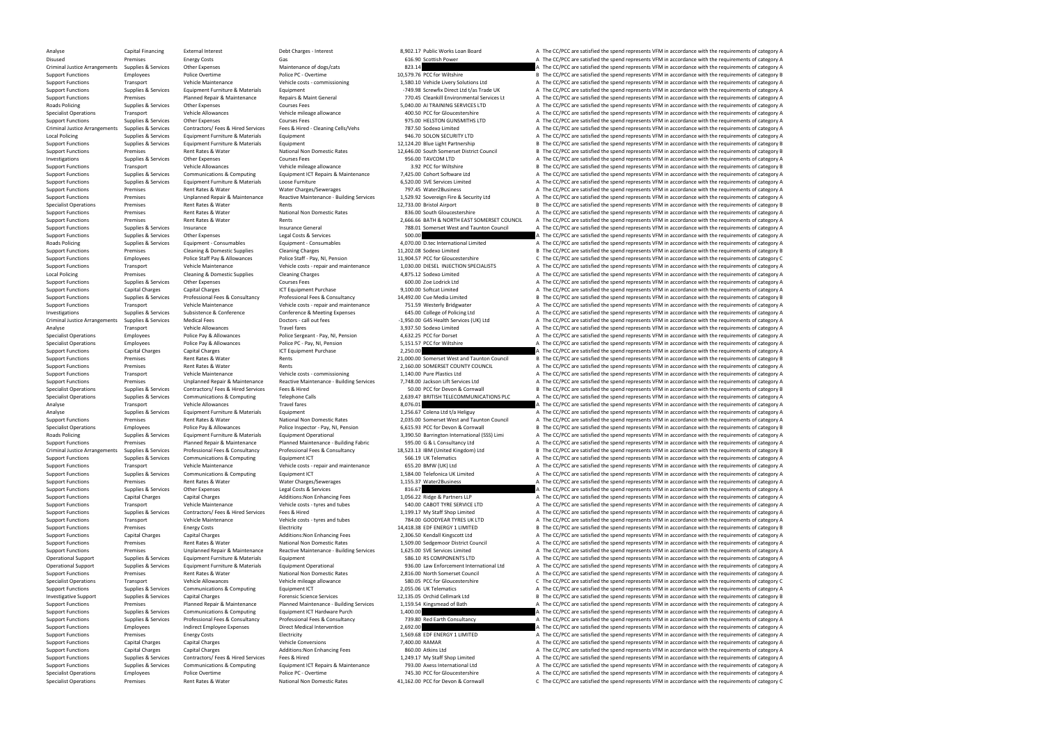| | | | | | | |
|---|---|---|---|---|---|---|
| Analyse | Capital Financing | External Interest | Debt Charges - Interest | 8,902.17 | Public Works Loan Board | A The CC/PCC are satisfied the spend represents VFM in accordance with the requirements of category A |
| Disused | Premises | Energy Costs | Gas | 616.90 | Scottish Power | A The CC/PCC are satisfied the spend represents VFM in accordance with the requirements of category A |
| Criminal Justice Arrangements | Supplies & Services | Other Expenses | Maintenance of dogs/cats | 823.14 | | A The CC/PCC are satisfied the spend represents VFM in accordance with the requirements of category A |
| Support Functions | Employees | Police Overtime | Police PC - Overtime | 10,579.76 | PCC for Wiltshire | B The CC/PCC are satisfied the spend represents VFM in accordance with the requirements of category B |
| Support Functions | Transport | Vehicle Maintenance | Vehicle costs - commissioning | 1,580.10 | Vehicle Livery Solutions Ltd | A The CC/PCC are satisfied the spend represents VFM in accordance with the requirements of category A |
| Support Functions | Supplies & Services | Equipment Furniture & Materials | Equipment | -749.98 | Screwfix Direct Ltd t/as Trade UK | A The CC/PCC are satisfied the spend represents VFM in accordance with the requirements of category A |
| Support Functions | Premises | Planned Repair & Maintenance | Repairs & Maint General | 770.45 | Cleankill Environmental Services Lt | A The CC/PCC are satisfied the spend represents VFM in accordance with the requirements of category A |
| Roads Policing | Supplies & Services | Other Expenses | Courses Fees | 5,040.00 | AI TRAINING SERVICES LTD | A The CC/PCC are satisfied the spend represents VFM in accordance with the requirements of category A |
| Specialist Operations | Transport | Vehicle Allowances | Vehicle mileage allowance | 400.50 | PCC for Gloucestershire | A The CC/PCC are satisfied the spend represents VFM in accordance with the requirements of category A |
| Support Functions | Supplies & Services | Other Expenses | Courses Fees | 975.00 | HELSTON GUNSMITHS LTD | A The CC/PCC are satisfied the spend represents VFM in accordance with the requirements of category A |
| Criminal Justice Arrangements | Supplies & Services | Contractors/ Fees & Hired Services | Fees & Hired - Cleaning Cells/Vehs | 787.50 | Sodexo Limited | A The CC/PCC are satisfied the spend represents VFM in accordance with the requirements of category A |
| Local Policing | Supplies & Services | Equipment Furniture & Materials | Equipment | 946.70 | SOLON SECURITY LTD | A The CC/PCC are satisfied the spend represents VFM in accordance with the requirements of category A |
| Support Functions | Supplies & Services | Equipment Furniture & Materials | Equipment | 12,124.20 | Blue Light Partnership | B The CC/PCC are satisfied the spend represents VFM in accordance with the requirements of category B |
| Support Functions | Premises | Rent Rates & Water | National Non Domestic Rates | 12,646.00 | South Somerset District Council | B The CC/PCC are satisfied the spend represents VFM in accordance with the requirements of category B |
| Investigations | Supplies & Services | Other Expenses | Courses Fees | 956.00 | TAVCOM LTD | A The CC/PCC are satisfied the spend represents VFM in accordance with the requirements of category A |
| Support Functions | Transport | Vehicle Allowances | Vehicle mileage allowance | 3.92 | PCC for Wiltshire | B The CC/PCC are satisfied the spend represents VFM in accordance with the requirements of category B |
| Support Functions | Supplies & Services | Communications & Computing | Equipment ICT Repairs & Maintenance | 7,425.00 | Cohort Software Ltd | A The CC/PCC are satisfied the spend represents VFM in accordance with the requirements of category A |
| Support Functions | Supplies & Services | Equipment Furniture & Materials | Loose Furniture | 6,520.00 | SVE Services Limited | A The CC/PCC are satisfied the spend represents VFM in accordance with the requirements of category A |
| Support Functions | Premises | Rent Rates & Water | Water Charges/Sewerages | 797.45 | Water2Business | A The CC/PCC are satisfied the spend represents VFM in accordance with the requirements of category A |
| Support Functions | Premises | Unplanned Repair & Maintenance | Reactive Maintenance - Building Services | 1,529.92 | Sovereign Fire & Security Ltd | A The CC/PCC are satisfied the spend represents VFM in accordance with the requirements of category A |
| Specialist Operations | Premises | Rent Rates & Water | Rents | 12,733.00 | Bristol Airport | B The CC/PCC are satisfied the spend represents VFM in accordance with the requirements of category B |
| Support Functions | Premises | Rent Rates & Water | National Non Domestic Rates | 836.00 | South Gloucestershire | A The CC/PCC are satisfied the spend represents VFM in accordance with the requirements of category A |
| Support Functions | Premises | Rent Rates & Water | Rents | 2,666.66 | BATH & NORTH EAST SOMERSET COUNCIL | A The CC/PCC are satisfied the spend represents VFM in accordance with the requirements of category A |
| Support Functions | Supplies & Services | Insurance | Insurance General | 788.01 | Somerset West and Taunton Council | A The CC/PCC are satisfied the spend represents VFM in accordance with the requirements of category A |
| Support Functions | Supplies & Services | Other Expenses | Legal Costs & Services | 500.00 | | A The CC/PCC are satisfied the spend represents VFM in accordance with the requirements of category A |
| Roads Policing | Supplies & Services | Equipment - Consumables | Equipment - Consumables | 4,070.00 | D.tec International Limited | A The CC/PCC are satisfied the spend represents VFM in accordance with the requirements of category A |
| Support Functions | Premises | Cleaning & Domestic Supplies | Cleaning Charges | 11,202.08 | Sodexo Limited | B The CC/PCC are satisfied the spend represents VFM in accordance with the requirements of category B |
| Support Functions | Employees | Police Staff Pay & Allowances | Police Staff - Pay, NI, Pension | 11,904.57 | PCC for Gloucestershire | C The CC/PCC are satisfied the spend represents VFM in accordance with the requirements of category C |
| Support Functions | Transport | Vehicle Maintenance | Vehicle costs - repair and maintenance | 1,030.00 | DIESEL INJECTION SPECIALISTS | A The CC/PCC are satisfied the spend represents VFM in accordance with the requirements of category A |
| Local Policing | Premises | Cleaning & Domestic Supplies | Cleaning Charges | 4,875.12 | Sodexo Limited | A The CC/PCC are satisfied the spend represents VFM in accordance with the requirements of category A |
| Support Functions | Supplies & Services | Other Expenses | Courses Fees | 600.00 | Zoe Lodrick Ltd | A The CC/PCC are satisfied the spend represents VFM in accordance with the requirements of category A |
| Support Functions | Capital Charges | Capital Charges | ICT Equipment Purchase | 9,100.00 | Softcat Limited | A The CC/PCC are satisfied the spend represents VFM in accordance with the requirements of category A |
| Support Functions | Supplies & Services | Professional Fees & Consultancy | Professional Fees & Consultancy | 14,492.00 | Cue Media Limited | B The CC/PCC are satisfied the spend represents VFM in accordance with the requirements of category B |
| Support Functions | Transport | Vehicle Maintenance | Vehicle costs - repair and maintenance | 751.59 | Westerly Bridgwater | A The CC/PCC are satisfied the spend represents VFM in accordance with the requirements of category A |
| Investigations | Supplies & Services | Subsistence & Conference | Conference & Meeting Expenses | 645.00 | College of Policing Ltd | A The CC/PCC are satisfied the spend represents VFM in accordance with the requirements of category A |
| Criminal Justice Arrangements | Supplies & Services | Medical Fees | Doctors - call out fees | -1,950.00 | G4S Health Services (UK) Ltd | A The CC/PCC are satisfied the spend represents VFM in accordance with the requirements of category A |
| Analyse | Transport | Vehicle Allowances | Travel fares | 3,937.50 | Sodexo Limited | A The CC/PCC are satisfied the spend represents VFM in accordance with the requirements of category A |
| Specialist Operations | Employees | Police Pay & Allowances | Police Sergeant - Pay, NI, Pension | 4,632.25 | PCC for Dorset | A The CC/PCC are satisfied the spend represents VFM in accordance with the requirements of category A |
| Specialist Operations | Employees | Police Pay & Allowances | Police PC - Pay, NI, Pension | 5,151.57 | PCC for Wiltshire | A The CC/PCC are satisfied the spend represents VFM in accordance with the requirements of category A |
| Support Functions | Capital Charges | Capital Charges | ICT Equipment Purchase | 2,250.00 | | A The CC/PCC are satisfied the spend represents VFM in accordance with the requirements of category A |
| Support Functions | Premises | Rent Rates & Water | Rents | 21,000.00 | Somerset West and Taunton Council | B The CC/PCC are satisfied the spend represents VFM in accordance with the requirements of category B |
| Support Functions | Premises | Rent Rates & Water | Rents | 2,160.00 | SOMERSET COUNTY COUNCIL | A The CC/PCC are satisfied the spend represents VFM in accordance with the requirements of category A |
| Support Functions | Transport | Vehicle Maintenance | Vehicle costs - commissioning | 1,140.00 | Pure Plastics Ltd | A The CC/PCC are satisfied the spend represents VFM in accordance with the requirements of category A |
| Support Functions | Premises | Unplanned Repair & Maintenance | Reactive Maintenance - Building Services | 7,748.00 | Jackson Lift Services Ltd | A The CC/PCC are satisfied the spend represents VFM in accordance with the requirements of category A |
| Specialist Operations | Supplies & Services | Contractors/ Fees & Hired Services | Fees & Hired | 50.00 | PCC for Devon & Cornwall | B The CC/PCC are satisfied the spend represents VFM in accordance with the requirements of category B |
| Specialist Operations | Supplies & Services | Communications & Computing | Telephone Calls | 2,639.47 | BRITISH TELECOMMUNICATIONS PLC | A The CC/PCC are satisfied the spend represents VFM in accordance with the requirements of category A |
| Analyse | Transport | Vehicle Allowances | Travel fares | 8,076.01 | | A The CC/PCC are satisfied the spend represents VFM in accordance with the requirements of category A |
| Analyse | Supplies & Services | Equipment Furniture & Materials | Equipment | 1,256.67 | Colena Ltd t/a Heliguy | A The CC/PCC are satisfied the spend represents VFM in accordance with the requirements of category A |
| Support Functions | Premises | Rent Rates & Water | National Non Domestic Rates | 2,035.00 | Somerset West and Taunton Council | A The CC/PCC are satisfied the spend represents VFM in accordance with the requirements of category A |
| Specialist Operations | Employees | Police Pay & Allowances | Police Inspector - Pay, NI, Pension | 6,615.93 | PCC for Devon & Cornwall | B The CC/PCC are satisfied the spend represents VFM in accordance with the requirements of category B |
| Roads Policing | Supplies & Services | Equipment Furniture & Materials | Equipment Operational | 3,390.50 | Barrington International (SSS) Limi | A The CC/PCC are satisfied the spend represents VFM in accordance with the requirements of category A |
| Support Functions | Premises | Planned Repair & Maintenance | Planned Maintenance - Building Fabric | 595.00 | G & L Consultancy Ltd | A The CC/PCC are satisfied the spend represents VFM in accordance with the requirements of category A |
| Criminal Justice Arrangements | Supplies & Services | Professional Fees & Consultancy | Professional Fees & Consultancy | 18,523.13 | IBM (United Kingdom) Ltd | B The CC/PCC are satisfied the spend represents VFM in accordance with the requirements of category B |
| Support Functions | Supplies & Services | Communications & Computing | Equipment ICT | 566.19 | UK Telematics | A The CC/PCC are satisfied the spend represents VFM in accordance with the requirements of category A |
| Support Functions | Transport | Vehicle Maintenance | Vehicle costs - repair and maintenance | 655.20 | BMW (UK) Ltd | A The CC/PCC are satisfied the spend represents VFM in accordance with the requirements of category A |
| Support Functions | Supplies & Services | Communications & Computing | Equipment ICT | 1,584.00 | Telefonica UK Limited | A The CC/PCC are satisfied the spend represents VFM in accordance with the requirements of category A |
| Support Functions | Premises | Rent Rates & Water | Water Charges/Sewerages | 1,155.37 | Water2Business | A The CC/PCC are satisfied the spend represents VFM in accordance with the requirements of category A |
| Support Functions | Supplies & Services | Other Expenses | Legal Costs & Services | 816.67 | | A The CC/PCC are satisfied the spend represents VFM in accordance with the requirements of category A |
| Support Functions | Capital Charges | Capital Charges | Additions:Non Enhancing Fees | 1,056.22 | Ridge & Partners LLP | A The CC/PCC are satisfied the spend represents VFM in accordance with the requirements of category A |
| Support Functions | Transport | Vehicle Maintenance | Vehicle costs - tyres and tubes | 540.00 | CABOT TYRE SERVICE LTD | A The CC/PCC are satisfied the spend represents VFM in accordance with the requirements of category A |
| Support Functions | Supplies & Services | Contractors/ Fees & Hired Services | Fees & Hired | 1,199.17 | My Staff Shop Limited | A The CC/PCC are satisfied the spend represents VFM in accordance with the requirements of category A |
| Support Functions | Transport | Vehicle Maintenance | Vehicle costs - tyres and tubes | 784.00 | GOODYEAR TYRES UK LTD | A The CC/PCC are satisfied the spend represents VFM in accordance with the requirements of category A |
| Support Functions | Premises | Energy Costs | Electricity | 14,418.38 | EDF ENERGY 1 LIMITED | B The CC/PCC are satisfied the spend represents VFM in accordance with the requirements of category B |
| Support Functions | Capital Charges | Capital Charges | Additions:Non Enhancing Fees | 2,306.50 | Kendall Kingscott Ltd | A The CC/PCC are satisfied the spend represents VFM in accordance with the requirements of category A |
| Support Functions | Premises | Rent Rates & Water | National Non Domestic Rates | 1,509.00 | Sedgemoor District Council | A The CC/PCC are satisfied the spend represents VFM in accordance with the requirements of category A |
| Support Functions | Premises | Unplanned Repair & Maintenance | Reactive Maintenance - Building Services | 1,625.00 | SVE Services Limited | A The CC/PCC are satisfied the spend represents VFM in accordance with the requirements of category A |
| Operational Support | Supplies & Services | Equipment Furniture & Materials | Equipment | 586.10 | RS COMPONENTS LTD | A The CC/PCC are satisfied the spend represents VFM in accordance with the requirements of category A |
| Operational Support | Supplies & Services | Equipment Furniture & Materials | Equipment Operational | 936.00 | Law Enforcement International Ltd | A The CC/PCC are satisfied the spend represents VFM in accordance with the requirements of category A |
| Support Functions | Premises | Rent Rates & Water | National Non Domestic Rates | 2,816.00 | North Somerset Council | A The CC/PCC are satisfied the spend represents VFM in accordance with the requirements of category A |
| Specialist Operations | Transport | Vehicle Allowances | Vehicle mileage allowance | 580.05 | PCC for Gloucestershire | C The CC/PCC are satisfied the spend represents VFM in accordance with the requirements of category C |
| Support Functions | Supplies & Services | Communications & Computing | Equipment ICT | 2,055.06 | UK Telematics | A The CC/PCC are satisfied the spend represents VFM in accordance with the requirements of category A |
| Investigative Support | Supplies & Services | Capital Charges | Forensic Science Services | 12,135.05 | Orchid Cellmark Ltd | B The CC/PCC are satisfied the spend represents VFM in accordance with the requirements of category B |
| Support Functions | Premises | Planned Repair & Maintenance | Planned Maintenance - Building Services | 1,159.54 | Kingsmead of Bath | A The CC/PCC are satisfied the spend represents VFM in accordance with the requirements of category A |
| Support Functions | Supplies & Services | Communications & Computing | Equipment ICT Hardware Purch | 1,400.00 | | A The CC/PCC are satisfied the spend represents VFM in accordance with the requirements of category A |
| Support Functions | Supplies & Services | Professional Fees & Consultancy | Professional Fees & Consultancy | 739.80 | Red Earth Consultancy | A The CC/PCC are satisfied the spend represents VFM in accordance with the requirements of category A |
| Support Functions | Employees | Indirect Employee Expenses | Direct Medical Intervention | 2,692.00 | | A The CC/PCC are satisfied the spend represents VFM in accordance with the requirements of category A |
| Support Functions | Premises | Energy Costs | Electricity | 1,569.68 | EDF ENERGY 1 LIMITED | A The CC/PCC are satisfied the spend represents VFM in accordance with the requirements of category A |
| Support Functions | Capital Charges | Capital Charges | Vehicle Conversions | 7,400.00 | RAMAR | A The CC/PCC are satisfied the spend represents VFM in accordance with the requirements of category A |
| Support Functions | Capital Charges | Capital Charges | Additions:Non Enhancing Fees | 860.00 | Atkins Ltd | A The CC/PCC are satisfied the spend represents VFM in accordance with the requirements of category A |
| Support Functions | Supplies & Services | Contractors/ Fees & Hired Services | Fees & Hired | 1,249.17 | My Staff Shop Limited | A The CC/PCC are satisfied the spend represents VFM in accordance with the requirements of category A |
| Support Functions | Supplies & Services | Communications & Computing | Equipment ICT Repairs & Maintenance | 793.00 | Axess International Ltd | A The CC/PCC are satisfied the spend represents VFM in accordance with the requirements of category A |
| Specialist Operations | Employees | Police Overtime | Police PC - Overtime | 745.30 | PCC for Gloucestershire | A The CC/PCC are satisfied the spend represents VFM in accordance with the requirements of category A |
| Specialist Operations | Premises | Rent Rates & Water | National Non Domestic Rates | 41,162.00 | PCC for Devon & Cornwall | C The CC/PCC are satisfied the spend represents VFM in accordance with the requirements of category C |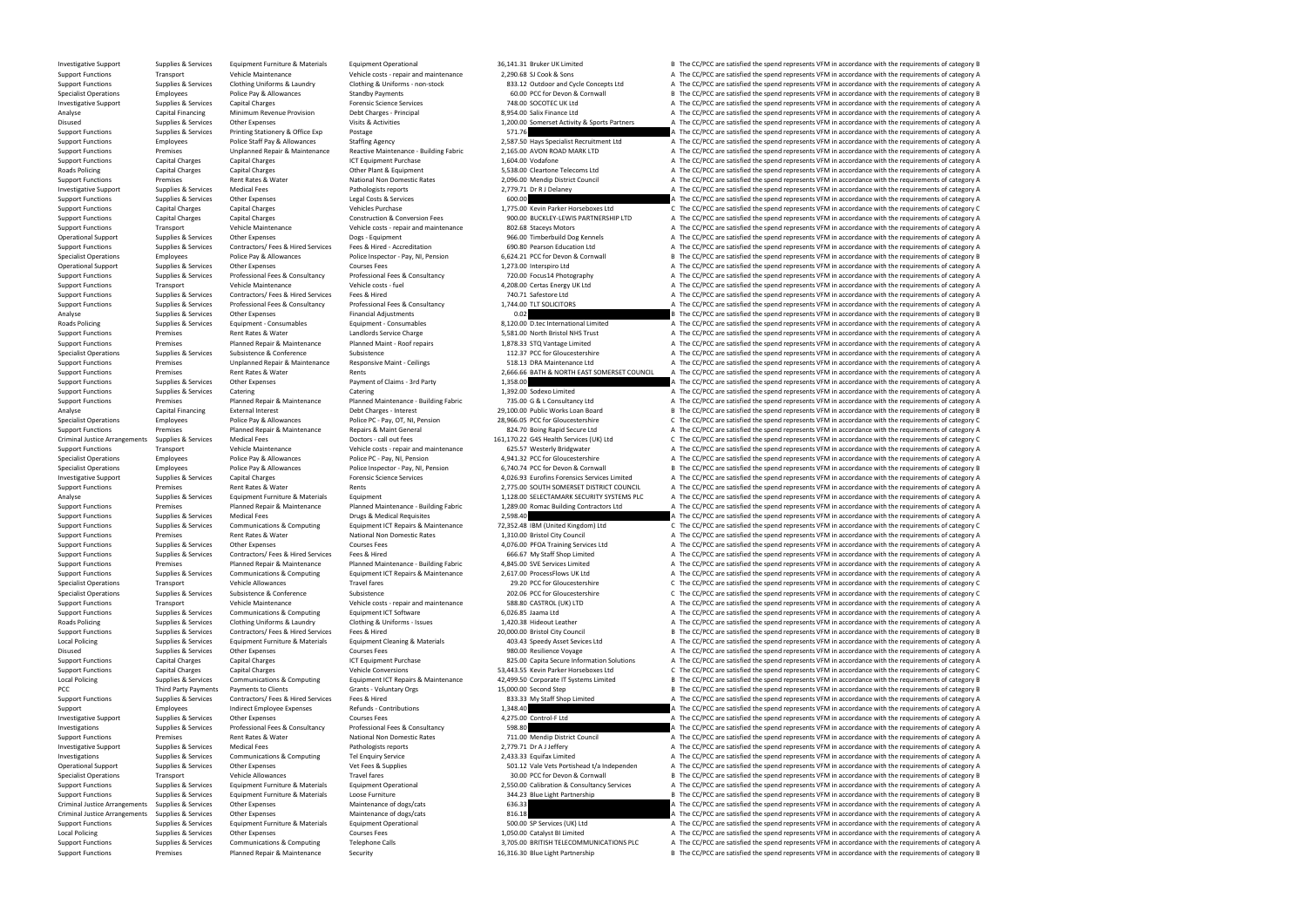| | | | | | | | |
|---|---|---|---|---|---|---|---|
| Investigative Support | Supplies & Services | Equipment Furniture & Materials | Equipment Operational | 36,141.31 | Bruker UK Limited | B | The CC/PCC are satisfied the spend represents VFM in accordance with the requirements of category B |
| Support Functions | Transport | Vehicle Maintenance | Vehicle costs - repair and maintenance | 2,290.68 | SJ Cook & Sons | A | The CC/PCC are satisfied the spend represents VFM in accordance with the requirements of category A |
| Support Functions | Supplies & Services | Clothing Uniforms & Laundry | Clothing & Uniforms - non-stock | 833.12 | Outdoor and Cycle Concepts Ltd | A | The CC/PCC are satisfied the spend represents VFM in accordance with the requirements of category A |
| Specialist Operations | Employees | Police Pay & Allowances | Standby Payments | 60.00 | PCC for Devon & Cornwall | B | The CC/PCC are satisfied the spend represents VFM in accordance with the requirements of category B |
| Investigative Support | Supplies & Services | Capital Charges | Forensic Science Services | 748.00 | SOCOTEC UK Ltd | A | The CC/PCC are satisfied the spend represents VFM in accordance with the requirements of category A |
| Analyse | Capital Financing | Minimum Revenue Provision | Debt Charges - Principal | 8,954.00 | Salix Finance Ltd | A | The CC/PCC are satisfied the spend represents VFM in accordance with the requirements of category A |
| Disused | Supplies & Services | Other Expenses | Visits & Activities | 1,200.00 | Somerset Activity & Sports Partners | A | The CC/PCC are satisfied the spend represents VFM in accordance with the requirements of category A |
| Support Functions | Supplies & Services | Printing Stationery & Office Exp | Postage | 571.76 | | A | The CC/PCC are satisfied the spend represents VFM in accordance with the requirements of category A |
| Support Functions | Employees | Police Staff Pay & Allowances | Staffing Agency | 2,587.50 | Hays Specialist Recruitment Ltd | A | The CC/PCC are satisfied the spend represents VFM in accordance with the requirements of category A |
| Support Functions | Premises | Unplanned Repair & Maintenance | Reactive Maintenance - Building Fabric | 2,165.00 | AVON ROAD MARK LTD | A | The CC/PCC are satisfied the spend represents VFM in accordance with the requirements of category A |
| Support Functions | Capital Charges | Capital Charges | ICT Equipment Purchase | 1,604.00 | Vodafone | A | The CC/PCC are satisfied the spend represents VFM in accordance with the requirements of category A |
| Roads Policing | Capital Charges | Capital Charges | Other Plant & Equipment | 5,538.00 | Cleartone Telecoms Ltd | A | The CC/PCC are satisfied the spend represents VFM in accordance with the requirements of category A |
| Support Functions | Premises | Rent Rates & Water | National Non Domestic Rates | 2,096.00 | Mendip District Council | A | The CC/PCC are satisfied the spend represents VFM in accordance with the requirements of category A |
| Investigative Support | Supplies & Services | Medical Fees | Pathologists reports | 2,779.71 | Dr R J Delaney | A | The CC/PCC are satisfied the spend represents VFM in accordance with the requirements of category A |
| Support Functions | Supplies & Services | Other Expenses | Legal Costs & Services | 600.00 | | A | The CC/PCC are satisfied the spend represents VFM in accordance with the requirements of category A |
| Support Functions | Capital Charges | Capital Charges | Vehicles Purchase | 1,775.00 | Kevin Parker Horseboxes Ltd | C | The CC/PCC are satisfied the spend represents VFM in accordance with the requirements of category C |
| Support Functions | Capital Charges | Capital Charges | Construction & Conversion Fees | 900.00 | BUCKLEY-LEWIS PARTNERSHIP LTD | A | The CC/PCC are satisfied the spend represents VFM in accordance with the requirements of category A |
| Support Functions | Transport | Vehicle Maintenance | Vehicle costs - repair and maintenance | 802.68 | Staceys Motors | A | The CC/PCC are satisfied the spend represents VFM in accordance with the requirements of category A |
| Operational Support | Supplies & Services | Other Expenses | Dogs - Equipment | 966.00 | Timberbuild Dog Kennels | A | The CC/PCC are satisfied the spend represents VFM in accordance with the requirements of category A |
| Support Functions | Supplies & Services | Contractors/ Fees & Hired Services | Fees & Hired - Accreditation | 690.80 | Pearson Education Ltd | A | The CC/PCC are satisfied the spend represents VFM in accordance with the requirements of category A |
| Specialist Operations | Employees | Police Pay & Allowances | Police Inspector - Pay, NI, Pension | 6,624.21 | PCC for Devon & Cornwall | B | The CC/PCC are satisfied the spend represents VFM in accordance with the requirements of category B |
| Operational Support | Supplies & Services | Other Expenses | Courses Fees | 1,273.00 | Interspiro Ltd | A | The CC/PCC are satisfied the spend represents VFM in accordance with the requirements of category A |
| Support Functions | Supplies & Services | Professional Fees & Consultancy | Professional Fees & Consultancy | 720.00 | Focus14 Photography | A | The CC/PCC are satisfied the spend represents VFM in accordance with the requirements of category A |
| Support Functions | Transport | Vehicle Maintenance | Vehicle costs - fuel | 4,208.00 | Certas Energy UK Ltd | A | The CC/PCC are satisfied the spend represents VFM in accordance with the requirements of category A |
| Support Functions | Supplies & Services | Contractors/ Fees & Hired Services | Fees & Hired | 740.71 | Safestore Ltd | A | The CC/PCC are satisfied the spend represents VFM in accordance with the requirements of category A |
| Support Functions | Supplies & Services | Professional Fees & Consultancy | Professional Fees & Consultancy | 1,744.00 | TLT SOLICITORS | A | The CC/PCC are satisfied the spend represents VFM in accordance with the requirements of category A |
| Analyse | Supplies & Services | Other Expenses | Financial Adjustments | 0.02 | | B | The CC/PCC are satisfied the spend represents VFM in accordance with the requirements of category B |
| Roads Policing | Supplies & Services | Equipment - Consumables | Equipment - Consumables | 8,120.00 | D.tec International Limited | A | The CC/PCC are satisfied the spend represents VFM in accordance with the requirements of category A |
| Support Functions | Premises | Rent Rates & Water | Landlords Service Charge | 5,581.00 | North Bristol NHS Trust | A | The CC/PCC are satisfied the spend represents VFM in accordance with the requirements of category A |
| Support Functions | Premises | Planned Repair & Maintenance | Planned Maint - Roof repairs | 1,878.33 | STQ Vantage Limited | A | The CC/PCC are satisfied the spend represents VFM in accordance with the requirements of category A |
| Specialist Operations | Supplies & Services | Subsistence & Conference | Subsistence | 112.37 | PCC for Gloucestershire | A | The CC/PCC are satisfied the spend represents VFM in accordance with the requirements of category A |
| Support Functions | Premises | Unplanned Repair & Maintenance | Responsive Maint - Ceilings | 518.13 | DRA Maintenance Ltd | A | The CC/PCC are satisfied the spend represents VFM in accordance with the requirements of category A |
| Support Functions | Premises | Rent Rates & Water | Rents | 2,666.66 | BATH & NORTH EAST SOMERSET COUNCIL | A | The CC/PCC are satisfied the spend represents VFM in accordance with the requirements of category A |
| Support Functions | Supplies & Services | Other Expenses | Payment of Claims - 3rd Party | 1,358.00 | | A | The CC/PCC are satisfied the spend represents VFM in accordance with the requirements of category A |
| Support Functions | Supplies & Services | Catering | Catering | 1,392.00 | Sodexo Limited | A | The CC/PCC are satisfied the spend represents VFM in accordance with the requirements of category A |
| Support Functions | Premises | Planned Repair & Maintenance | Planned Maintenance - Building Fabric | 735.00 | G & L Consultancy Ltd | A | The CC/PCC are satisfied the spend represents VFM in accordance with the requirements of category A |
| Analyse | Capital Financing | External Interest | Debt Charges - Interest | 29,100.00 | Public Works Loan Board | B | The CC/PCC are satisfied the spend represents VFM in accordance with the requirements of category B |
| Specialist Operations | Employees | Police Pay & Allowances | Police PC - Pay, OT, NI, Pension | 28,966.05 | PCC for Gloucestershire | C | The CC/PCC are satisfied the spend represents VFM in accordance with the requirements of category C |
| Support Functions | Premises | Planned Repair & Maintenance | Repairs & Maint General | 824.70 | Boing Rapid Secure Ltd | A | The CC/PCC are satisfied the spend represents VFM in accordance with the requirements of category A |
| Criminal Justice Arrangements | Supplies & Services | Medical Fees | Doctors - call out fees | 161,170.22 | G4S Health Services (UK) Ltd | C | The CC/PCC are satisfied the spend represents VFM in accordance with the requirements of category C |
| Support Functions | Transport | Vehicle Maintenance | Vehicle costs - repair and maintenance | 625.57 | Westerly Bridgwater | A | The CC/PCC are satisfied the spend represents VFM in accordance with the requirements of category A |
| Specialist Operations | Employees | Police Pay & Allowances | Police PC - Pay, NI, Pension | 4,941.32 | PCC for Gloucestershire | A | The CC/PCC are satisfied the spend represents VFM in accordance with the requirements of category A |
| Specialist Operations | Employees | Police Pay & Allowances | Police Inspector - Pay, NI, Pension | 6,740.74 | PCC for Devon & Cornwall | B | The CC/PCC are satisfied the spend represents VFM in accordance with the requirements of category B |
| Investigative Support | Supplies & Services | Capital Charges | Forensic Science Services | 4,026.93 | Eurofins Forensics Services Limited | A | The CC/PCC are satisfied the spend represents VFM in accordance with the requirements of category A |
| Support Functions | Premises | Rent Rates & Water | Rents | 2,775.00 | SOUTH SOMERSET DISTRICT COUNCIL | A | The CC/PCC are satisfied the spend represents VFM in accordance with the requirements of category A |
| Analyse | Supplies & Services | Equipment Furniture & Materials | Equipment | 1,128.00 | SELECTAMARK SECURITY SYSTEMS PLC | A | The CC/PCC are satisfied the spend represents VFM in accordance with the requirements of category A |
| Support Functions | Premises | Planned Repair & Maintenance | Planned Maintenance - Building Fabric | 1,289.00 | Romac Building Contractors Ltd | A | The CC/PCC are satisfied the spend represents VFM in accordance with the requirements of category A |
| Support Functions | Supplies & Services | Medical Fees | Drugs & Medical Requisites | 2,598.40 | | A | The CC/PCC are satisfied the spend represents VFM in accordance with the requirements of category A |
| Support Functions | Supplies & Services | Communications & Computing | Equipment ICT Repairs & Maintenance | 72,352.48 | IBM (United Kingdom) Ltd | C | The CC/PCC are satisfied the spend represents VFM in accordance with the requirements of category C |
| Support Functions | Premises | Rent Rates & Water | National Non Domestic Rates | 1,310.00 | Bristol City Council | A | The CC/PCC are satisfied the spend represents VFM in accordance with the requirements of category A |
| Support Functions | Supplies & Services | Other Expenses | Courses Fees | 4,076.00 | PFOA Training Services Ltd | A | The CC/PCC are satisfied the spend represents VFM in accordance with the requirements of category A |
| Support Functions | Supplies & Services | Contractors/ Fees & Hired Services | Fees & Hired | 666.67 | My Staff Shop Limited | A | The CC/PCC are satisfied the spend represents VFM in accordance with the requirements of category A |
| Support Functions | Premises | Planned Repair & Maintenance | Planned Maintenance - Building Fabric | 4,845.00 | SVE Services Limited | A | The CC/PCC are satisfied the spend represents VFM in accordance with the requirements of category A |
| Support Functions | Supplies & Services | Communications & Computing | Equipment ICT Repairs & Maintenance | 2,617.00 | ProcessFlows UK Ltd | A | The CC/PCC are satisfied the spend represents VFM in accordance with the requirements of category A |
| Specialist Operations | Transport | Vehicle Allowances | Travel fares | 29.20 | PCC for Gloucestershire | C | The CC/PCC are satisfied the spend represents VFM in accordance with the requirements of category C |
| Specialist Operations | Supplies & Services | Subsistence & Conference | Subsistence | 202.06 | PCC for Gloucestershire | C | The CC/PCC are satisfied the spend represents VFM in accordance with the requirements of category C |
| Support Functions | Transport | Vehicle Maintenance | Vehicle costs - repair and maintenance | 588.80 | CASTROL (UK) LTD | A | The CC/PCC are satisfied the spend represents VFM in accordance with the requirements of category A |
| Support Functions | Supplies & Services | Communications & Computing | Equipment ICT Software | 6,026.85 | Jaama Ltd | A | The CC/PCC are satisfied the spend represents VFM in accordance with the requirements of category A |
| Roads Policing | Supplies & Services | Clothing Uniforms & Laundry | Clothing & Uniforms - Issues | 1,420.38 | Hideout Leather | A | The CC/PCC are satisfied the spend represents VFM in accordance with the requirements of category A |
| Support Functions | Supplies & Services | Contractors/ Fees & Hired Services | Fees & Hired | 20,000.00 | Bristol City Council | B | The CC/PCC are satisfied the spend represents VFM in accordance with the requirements of category B |
| Local Policing | Supplies & Services | Equipment Furniture & Materials | Equipment Cleaning & Materials | 403.43 | Speedy Asset Sevices Ltd | A | The CC/PCC are satisfied the spend represents VFM in accordance with the requirements of category A |
| Disused | Supplies & Services | Other Expenses | Courses Fees | 980.00 | Resilience Voyage | A | The CC/PCC are satisfied the spend represents VFM in accordance with the requirements of category A |
| Support Functions | Capital Charges | Capital Charges | ICT Equipment Purchase | 825.00 | Capita Secure Information Solutions | A | The CC/PCC are satisfied the spend represents VFM in accordance with the requirements of category A |
| Support Functions | Capital Charges | Capital Charges | Vehicle Conversions | 53,443.55 | Kevin Parker Horseboxes Ltd | C | The CC/PCC are satisfied the spend represents VFM in accordance with the requirements of category C |
| Local Policing | Supplies & Services | Communications & Computing | Equipment ICT Repairs & Maintenance | 42,499.50 | Corporate IT Systems Limited | B | The CC/PCC are satisfied the spend represents VFM in accordance with the requirements of category B |
| PCC | Third Party Payments | Payments to Clients | Grants - Voluntary Orgs | 15,000.00 | Second Step | B | The CC/PCC are satisfied the spend represents VFM in accordance with the requirements of category B |
| Support Functions | Supplies & Services | Contractors/ Fees & Hired Services | Fees & Hired | 833.33 | My Staff Shop Limited | A | The CC/PCC are satisfied the spend represents VFM in accordance with the requirements of category A |
| Support | Employees | Indirect Employee Expenses | Refunds - Contributions | 1,348.40 | | A | The CC/PCC are satisfied the spend represents VFM in accordance with the requirements of category A |
| Investigative Support | Supplies & Services | Other Expenses | Courses Fees | 4,275.00 | Control-F Ltd | A | The CC/PCC are satisfied the spend represents VFM in accordance with the requirements of category A |
| Investigations | Supplies & Services | Professional Fees & Consultancy | Professional Fees & Consultancy | 598.80 | | A | The CC/PCC are satisfied the spend represents VFM in accordance with the requirements of category A |
| Support Functions | Premises | Rent Rates & Water | National Non Domestic Rates | 711.00 | Mendip District Council | A | The CC/PCC are satisfied the spend represents VFM in accordance with the requirements of category A |
| Investigative Support | Supplies & Services | Medical Fees | Pathologists reports | 2,779.71 | Dr A J Jeffery | A | The CC/PCC are satisfied the spend represents VFM in accordance with the requirements of category A |
| Investigations | Supplies & Services | Communications & Computing | Tel Enquiry Service | 2,433.33 | Equifax Limited | A | The CC/PCC are satisfied the spend represents VFM in accordance with the requirements of category A |
| Operational Support | Supplies & Services | Other Expenses | Vet Fees & Supplies | 501.12 | Vale Vets Portishead t/a Independen | A | The CC/PCC are satisfied the spend represents VFM in accordance with the requirements of category A |
| Specialist Operations | Transport | Vehicle Allowances | Travel fares | 30.00 | PCC for Devon & Cornwall | B | The CC/PCC are satisfied the spend represents VFM in accordance with the requirements of category B |
| Support Functions | Supplies & Services | Equipment Furniture & Materials | Equipment Operational | 2,550.00 | Calibration & Consultancy Services | A | The CC/PCC are satisfied the spend represents VFM in accordance with the requirements of category A |
| Support Functions | Supplies & Services | Equipment Furniture & Materials | Loose Furniture | 344.23 | Blue Light Partnership | B | The CC/PCC are satisfied the spend represents VFM in accordance with the requirements of category B |
| Criminal Justice Arrangements | Supplies & Services | Other Expenses | Maintenance of dogs/cats | 636.33 | | A | The CC/PCC are satisfied the spend represents VFM in accordance with the requirements of category A |
| Criminal Justice Arrangements | Supplies & Services | Other Expenses | Maintenance of dogs/cats | 816.18 | | A | The CC/PCC are satisfied the spend represents VFM in accordance with the requirements of category A |
| Support Functions | Supplies & Services | Equipment Furniture & Materials | Equipment Operational | 500.00 | SP Services (UK) Ltd | A | The CC/PCC are satisfied the spend represents VFM in accordance with the requirements of category A |
| Local Policing | Supplies & Services | Other Expenses | Courses Fees | 1,050.00 | Catalyst BI Limited | A | The CC/PCC are satisfied the spend represents VFM in accordance with the requirements of category A |
| Support Functions | Supplies & Services | Communications & Computing | Telephone Calls | 3,705.00 | BRITISH TELECOMMUNICATIONS PLC | A | The CC/PCC are satisfied the spend represents VFM in accordance with the requirements of category A |
| Support Functions | Premises | Planned Repair & Maintenance | Security | 16,316.30 | Blue Light Partnership | B | The CC/PCC are satisfied the spend represents VFM in accordance with the requirements of category B |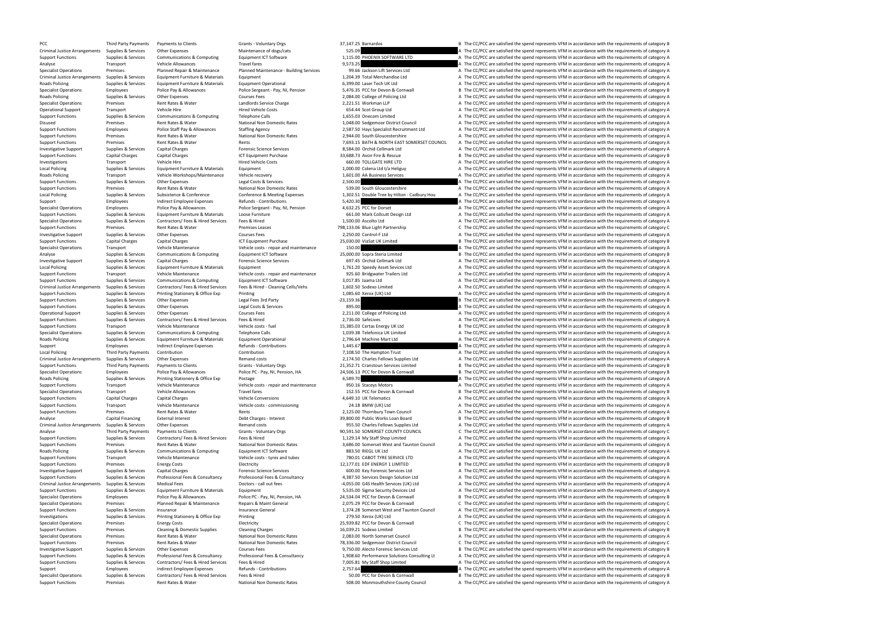| | | | | | | |
|---|---|---|---|---|---|---|
| PCC | Third Party Payments | Payments to Clients | Grants - Voluntary Orgs | 37,147.25 | Barnardos | B The CC/PCC are satisfied the spend represents VFM in accordance with the requirements of category B |
| Criminal Justice Arrangements | Supplies & Services | Other Expenses | Maintenance of dogs/cats | 525.09 | | A The CC/PCC are satisfied the spend represents VFM in accordance with the requirements of category A |
| Support Functions | Supplies & Services | Communications & Computing | Equipment ICT Software | 1,115.00 | PHOENIX SOFTWARE LTD | A The CC/PCC are satisfied the spend represents VFM in accordance with the requirements of category A |
| Analyse | Transport | Vehicle Allowances | Travel fares | 9,573.25 | | A The CC/PCC are satisfied the spend represents VFM in accordance with the requirements of category A |
| Specialist Operations | Premises | Planned Repair & Maintenance | Planned Maintenance - Building Services | 99.66 | Jackson Lift Services Ltd | A The CC/PCC are satisfied the spend represents VFM in accordance with the requirements of category A |
| Criminal Justice Arrangements | Supplies & Services | Equipment Furniture & Materials | Equipment | 1,204.39 | Total Merchandise Ltd | A The CC/PCC are satisfied the spend represents VFM in accordance with the requirements of category A |
| Roads Policing | Supplies & Services | Equipment Furniture & Materials | Equipment Operational | 6,399.00 | Laser Tech UK Ltd | A The CC/PCC are satisfied the spend represents VFM in accordance with the requirements of category A |
| Specialist Operations | Employees | Police Pay & Allowances | Police Sergeant - Pay, NI, Pension | 5,476.35 | PCC for Devon & Cornwall | B The CC/PCC are satisfied the spend represents VFM in accordance with the requirements of category B |
| Roads Policing | Supplies & Services | Other Expenses | Courses Fees | 2,084.00 | College of Policing Ltd | A The CC/PCC are satisfied the spend represents VFM in accordance with the requirements of category A |
| Specialist Operations | Premises | Rent Rates & Water | Landlords Service Charge | 2,221.51 | Workman LLP | A The CC/PCC are satisfied the spend represents VFM in accordance with the requirements of category A |
| Operational Support | Transport | Vehicle Hire | Hired Vehicle Costs | 654.44 | Scot Group Ltd | A The CC/PCC are satisfied the spend represents VFM in accordance with the requirements of category A |
| Support Functions | Supplies & Services | Communications & Computing | Telephone Calls | 1,655.03 | Onecom Limited | A The CC/PCC are satisfied the spend represents VFM in accordance with the requirements of category A |
| Disused | Premises | Rent Rates & Water | National Non Domestic Rates | 1,048.00 | Sedgemoor District Council | A The CC/PCC are satisfied the spend represents VFM in accordance with the requirements of category A |
| Support Functions | Employees | Police Staff Pay & Allowances | Staffing Agency | 2,587.50 | Hays Specialist Recruitment Ltd | A The CC/PCC are satisfied the spend represents VFM in accordance with the requirements of category A |
| Support Functions | Premises | Rent Rates & Water | National Non Domestic Rates | 2,944.00 | South Gloucestershire | A The CC/PCC are satisfied the spend represents VFM in accordance with the requirements of category A |
| Support Functions | Premises | Rent Rates & Water | Rents | 7,693.15 | BATH & NORTH EAST SOMERSET COUNCIL | A The CC/PCC are satisfied the spend represents VFM in accordance with the requirements of category A |
| Investigative Support | Supplies & Services | Capital Charges | Forensic Science Services | 8,584.00 | Orchid Cellmark Ltd | A The CC/PCC are satisfied the spend represents VFM in accordance with the requirements of category A |
| Support Functions | Capital Charges | Capital Charges | ICT Equipment Purchase | 33,688.73 | Avon Fire & Rescue | B The CC/PCC are satisfied the spend represents VFM in accordance with the requirements of category B |
| Investigations | Transport | Vehicle Hire | Hired Vehicle Costs | 660.00 | TOLLGATE HIRE LTD | A The CC/PCC are satisfied the spend represents VFM in accordance with the requirements of category A |
| Local Policing | Supplies & Services | Equipment Furniture & Materials | Equipment | 1,000.00 | Colena Ltd t/a Heliguy | A The CC/PCC are satisfied the spend represents VFM in accordance with the requirements of category A |
| Roads Policing | Transport | Vehicle Workshops/Maintenance | Vehicle recovery | 1,601.00 | AA Business Services | A The CC/PCC are satisfied the spend represents VFM in accordance with the requirements of category A |
| Support Functions | Supplies & Services | Other Expenses | Legal Costs & Services | 2,500.00 | | A The CC/PCC are satisfied the spend represents VFM in accordance with the requirements of category A |
| Support Functions | Premises | Rent Rates & Water | National Non Domestic Rates | 539.00 | South Gloucestershire | A The CC/PCC are satisfied the spend represents VFM in accordance with the requirements of category A |
| Local Policing | Supplies & Services | Subsistence & Conference | Conference & Meeting Expenses | 1,302.51 | Double Tree by Hilton - Cadbury Hou | A The CC/PCC are satisfied the spend represents VFM in accordance with the requirements of category A |
| Support | Employees | Indirect Employee Expenses | Refunds - Contributions | 5,420.30 | | A The CC/PCC are satisfied the spend represents VFM in accordance with the requirements of category A |
| Specialist Operations | Employees | Police Pay & Allowances | Police Sergeant - Pay, NI, Pension | 4,632.25 | PCC for Dorset | A The CC/PCC are satisfied the spend represents VFM in accordance with the requirements of category A |
| Support Functions | Supplies & Services | Equipment Furniture & Materials | Loose Furniture | 661.00 | Mark Collcutt Design Ltd | A The CC/PCC are satisfied the spend represents VFM in accordance with the requirements of category A |
| Specialist Operations | Supplies & Services | Contractors/ Fees & Hired Services | Fees & Hired | 1,500.00 | Ascolto Ltd | A The CC/PCC are satisfied the spend represents VFM in accordance with the requirements of category A |
| Support Functions | Premises | Rent Rates & Water | Premises Leases | 798,133.06 | Blue Light Partnership | C The CC/PCC are satisfied the spend represents VFM in accordance with the requirements of category C |
| Investigative Support | Supplies & Services | Other Expenses | Courses Fees | 2,250.00 | Control-F Ltd | A The CC/PCC are satisfied the spend represents VFM in accordance with the requirements of category A |
| Support Functions | Capital Charges | Capital Charges | ICT Equipment Purchase | 25,030.00 | ViaSat UK Limited | B The CC/PCC are satisfied the spend represents VFM in accordance with the requirements of category B |
| Specialist Operations | Transport | Vehicle Maintenance | Vehicle costs - repair and maintenance | 150.00 | | A The CC/PCC are satisfied the spend represents VFM in accordance with the requirements of category A |
| Analyse | Supplies & Services | Communications & Computing | Equipment ICT Software | 25,000.00 | Sopra Steria Limited | B The CC/PCC are satisfied the spend represents VFM in accordance with the requirements of category B |
| Investigative Support | Supplies & Services | Capital Charges | Forensic Science Services | 697.45 | Orchid Cellmark Ltd | A The CC/PCC are satisfied the spend represents VFM in accordance with the requirements of category A |
| Local Policing | Supplies & Services | Equipment Furniture & Materials | Equipment | 1,761.20 | Speedy Asset Sevices Ltd | A The CC/PCC are satisfied the spend represents VFM in accordance with the requirements of category A |
| Support Functions | Transport | Vehicle Maintenance | Vehicle costs - repair and maintenance | 925.60 | Bridgwater Trailers Ltd | A The CC/PCC are satisfied the spend represents VFM in accordance with the requirements of category A |
| Support Functions | Supplies & Services | Communications & Computing | Equipment ICT Software | 3,017.85 | Jaama Ltd | A The CC/PCC are satisfied the spend represents VFM in accordance with the requirements of category A |
| Criminal Justice Arrangements | Supplies & Services | Contractors/ Fees & Hired Services | Fees & Hired - Cleaning Cells/Vehs | 1,602.50 | Sodexo Limited | A The CC/PCC are satisfied the spend represents VFM in accordance with the requirements of category A |
| Support Functions | Supplies & Services | Printing Stationery & Office Exp | Printing | 1,085.60 | Xerox (UK) Ltd | A The CC/PCC are satisfied the spend represents VFM in accordance with the requirements of category A |
| Support Functions | Supplies & Services | Other Expenses | Legal Fees 3rd Party | -23,159.36 | | B The CC/PCC are satisfied the spend represents VFM in accordance with the requirements of category B |
| Support Functions | Supplies & Services | Other Expenses | Legal Costs & Services | 895.00 | | A The CC/PCC are satisfied the spend represents VFM in accordance with the requirements of category A |
| Operational Support | Supplies & Services | Other Expenses | Courses Fees | 2,211.00 | College of Policing Ltd | A The CC/PCC are satisfied the spend represents VFM in accordance with the requirements of category A |
| Support Functions | Supplies & Services | Contractors/ Fees & Hired Services | Fees & Hired | 2,736.00 | SafeLives | A The CC/PCC are satisfied the spend represents VFM in accordance with the requirements of category A |
| Support Functions | Transport | Vehicle Maintenance | Vehicle costs - fuel | 15,385.03 | Certas Energy UK Ltd | B The CC/PCC are satisfied the spend represents VFM in accordance with the requirements of category B |
| Specialist Operations | Supplies & Services | Communications & Computing | Telephone Calls | 1,039.38 | Telefonica UK Limited | A The CC/PCC are satisfied the spend represents VFM in accordance with the requirements of category A |
| Roads Policing | Supplies & Services | Equipment Furniture & Materials | Equipment Operational | 2,796.64 | Machine Mart Ltd | A The CC/PCC are satisfied the spend represents VFM in accordance with the requirements of category A |
| Support | Employees | Indirect Employee Expenses | Refunds - Contributions | 1,445.67 | | A The CC/PCC are satisfied the spend represents VFM in accordance with the requirements of category A |
| Local Policing | Third Party Payments | Contribution | Contribution | 7,108.50 | The Hampton Trust | A The CC/PCC are satisfied the spend represents VFM in accordance with the requirements of category A |
| Criminal Justice Arrangements | Supplies & Services | Other Expenses | Remand costs | 2,174.50 | Charles Fellows Supplies Ltd | A The CC/PCC are satisfied the spend represents VFM in accordance with the requirements of category A |
| Support Functions | Third Party Payments | Payments to Clients | Grants - Voluntary Orgs | 21,352.71 | Cranstoun Services Limited | B The CC/PCC are satisfied the spend represents VFM in accordance with the requirements of category B |
| Specialist Operations | Employees | Police Pay & Allowances | Police PC - Pay, NI, Pension, HA | 24,506.13 | PCC for Devon & Cornwall | B The CC/PCC are satisfied the spend represents VFM in accordance with the requirements of category B |
| Roads Policing | Supplies & Services | Printing Stationery & Office Exp | Postage | 6,589.70 | | A The CC/PCC are satisfied the spend represents VFM in accordance with the requirements of category A |
| Support Functions | Transport | Vehicle Maintenance | Vehicle costs - repair and maintenance | 950.16 | Staceys Motors | A The CC/PCC are satisfied the spend represents VFM in accordance with the requirements of category A |
| Specialist Operations | Transport | Vehicle Allowances | Travel fares | 152.55 | PCC for Devon & Cornwall | B The CC/PCC are satisfied the spend represents VFM in accordance with the requirements of category B |
| Support Functions | Capital Charges | Capital Charges | Vehicle Conversions | 4,649.10 | UK Telematics | A The CC/PCC are satisfied the spend represents VFM in accordance with the requirements of category A |
| Support Functions | Transport | Vehicle Maintenance | Vehicle costs - commissioning | 24.18 | BMW (UK) Ltd | A The CC/PCC are satisfied the spend represents VFM in accordance with the requirements of category A |
| Support Functions | Premises | Rent Rates & Water | Rents | 2,125.00 | Thornbury Town Council | A The CC/PCC are satisfied the spend represents VFM in accordance with the requirements of category A |
| Analyse | Capital Financing | External Interest | Debt Charges - Interest | 39,800.00 | Public Works Loan Board | B The CC/PCC are satisfied the spend represents VFM in accordance with the requirements of category B |
| Criminal Justice Arrangements | Supplies & Services | Other Expenses | Remand costs | 955.50 | Charles Fellows Supplies Ltd | A The CC/PCC are satisfied the spend represents VFM in accordance with the requirements of category A |
| Analyse | Third Party Payments | Payments to Clients | Grants - Voluntary Orgs | 90,591.50 | SOMERSET COUNTY COUNCIL | C The CC/PCC are satisfied the spend represents VFM in accordance with the requirements of category C |
| Support Functions | Supplies & Services | Contractors/ Fees & Hired Services | Fees & Hired | 1,129.14 | My Staff Shop Limited | A The CC/PCC are satisfied the spend represents VFM in accordance with the requirements of category A |
| Support Functions | Premises | Rent Rates & Water | National Non Domestic Rates | 3,686.00 | Somerset West and Taunton Council | A The CC/PCC are satisfied the spend represents VFM in accordance with the requirements of category A |
| Roads Policing | Supplies & Services | Communications & Computing | Equipment ICT Software | 883.50 | RIEGL UK Ltd | A The CC/PCC are satisfied the spend represents VFM in accordance with the requirements of category A |
| Support Functions | Transport | Vehicle Maintenance | Vehicle costs - tyres and tubes | 780.01 | CABOT TYRE SERVICE LTD | A The CC/PCC are satisfied the spend represents VFM in accordance with the requirements of category A |
| Support Functions | Premises | Energy Costs | Electricity | 12,177.01 | EDF ENERGY 1 LIMITED | B The CC/PCC are satisfied the spend represents VFM in accordance with the requirements of category B |
| Investigative Support | Supplies & Services | Capital Charges | Forensic Science Services | 600.00 | Key Forensic Services Ltd | A The CC/PCC are satisfied the spend represents VFM in accordance with the requirements of category A |
| Support Functions | Supplies & Services | Professional Fees & Consultancy | Professional Fees & Consultancy | 4,387.50 | Services Design Solution Ltd | A The CC/PCC are satisfied the spend represents VFM in accordance with the requirements of category A |
| Criminal Justice Arrangements | Supplies & Services | Medical Fees | Doctors - call out fees | -4,055.00 | G4S Health Services (UK) Ltd | A The CC/PCC are satisfied the spend represents VFM in accordance with the requirements of category A |
| Support Functions | Supplies & Services | Equipment Furniture & Materials | Equipment | 5,535.00 | Sigma Security Devices Ltd | A The CC/PCC are satisfied the spend represents VFM in accordance with the requirements of category A |
| Specialist Operations | Employees | Police Pay & Allowances | Police PC - Pay, NI, Pension, HA | 24,534.04 | PCC for Devon & Cornwall | B The CC/PCC are satisfied the spend represents VFM in accordance with the requirements of category B |
| Specialist Operations | Premises | Planned Repair & Maintenance | Repairs & Maint General | 2,075.29 | PCC for Devon & Cornwall | C The CC/PCC are satisfied the spend represents VFM in accordance with the requirements of category C |
| Support Functions | Supplies & Services | Insurance | Insurance General | 1,374.28 | Somerset West and Taunton Council | A The CC/PCC are satisfied the spend represents VFM in accordance with the requirements of category A |
| Investigations | Supplies & Services | Printing Stationery & Office Exp | Printing | 279.50 | Xerox (UK) Ltd | A The CC/PCC are satisfied the spend represents VFM in accordance with the requirements of category A |
| Specialist Operations | Premises | Energy Costs | Electricity | 25,939.82 | PCC for Devon & Cornwall | C The CC/PCC are satisfied the spend represents VFM in accordance with the requirements of category C |
| Support Functions | Premises | Cleaning & Domestic Supplies | Cleaning Charges | 16,039.21 | Sodexo Limited | B The CC/PCC are satisfied the spend represents VFM in accordance with the requirements of category B |
| Specialist Operations | Premises | Rent Rates & Water | National Non Domestic Rates | 2,083.00 | North Somerset Council | A The CC/PCC are satisfied the spend represents VFM in accordance with the requirements of category A |
| Support Functions | Premises | Rent Rates & Water | National Non Domestic Rates | 78,336.00 | Sedgemoor District Council | C The CC/PCC are satisfied the spend represents VFM in accordance with the requirements of category C |
| Investigative Support | Supplies & Services | Other Expenses | Courses Fees | 9,750.00 | Alecto Forensic Services Ltd | B The CC/PCC are satisfied the spend represents VFM in accordance with the requirements of category B |
| Support Functions | Supplies & Services | Professional Fees & Consultancy | Professional Fees & Consultancy | 1,908.60 | Performance Solutions Consulting Lt | A The CC/PCC are satisfied the spend represents VFM in accordance with the requirements of category A |
| Support Functions | Supplies & Services | Contractors/ Fees & Hired Services | Fees & Hired | 7,005.81 | My Staff Shop Limited | A The CC/PCC are satisfied the spend represents VFM in accordance with the requirements of category A |
| Support | Employees | Indirect Employee Expenses | Refunds - Contributions | 2,757.64 | | A The CC/PCC are satisfied the spend represents VFM in accordance with the requirements of category A |
| Specialist Operations | Supplies & Services | Contractors/ Fees & Hired Services | Fees & Hired | 50.00 | PCC for Devon & Cornwall | B The CC/PCC are satisfied the spend represents VFM in accordance with the requirements of category B |
| Support Functions | Premises | Rent Rates & Water | National Non Domestic Rates | 508.00 | Monmouthshire County Council | A The CC/PCC are satisfied the spend represents VFM in accordance with the requirements of category A |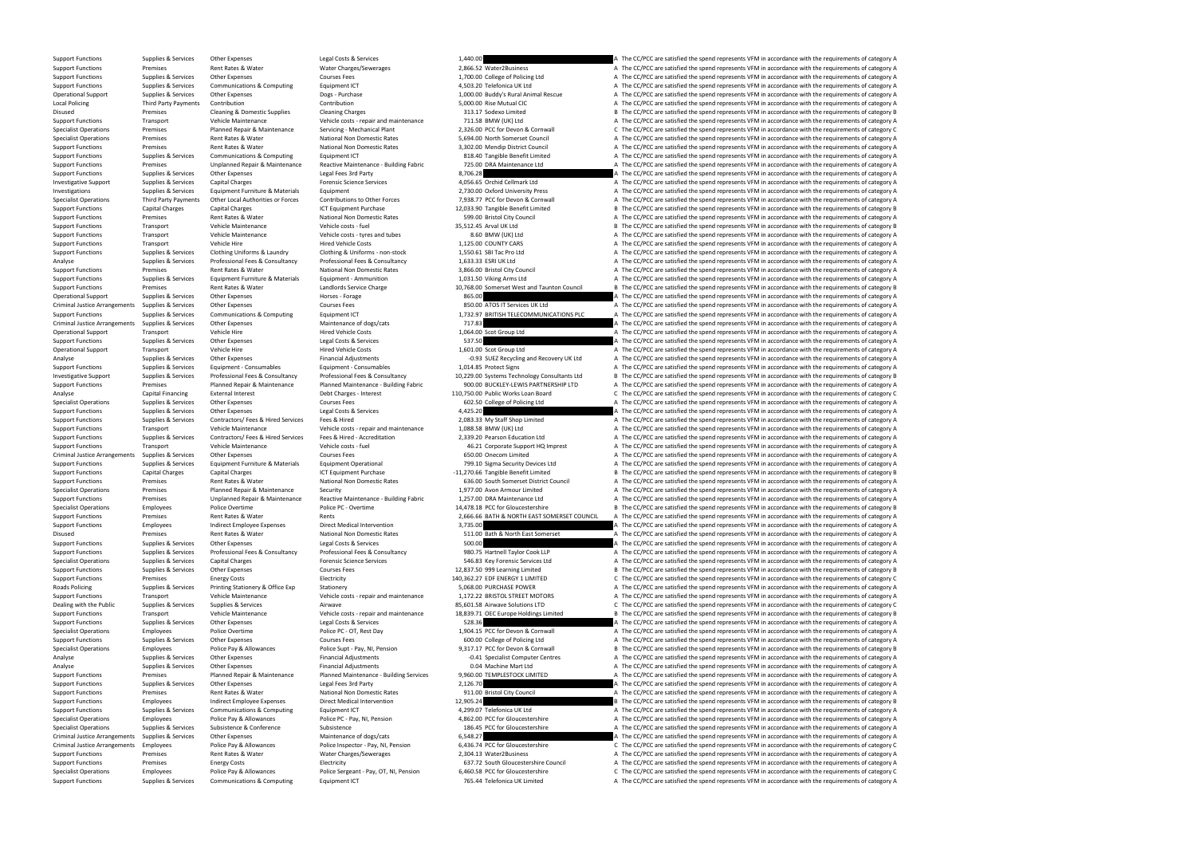| | | | | | | |
|---|---|---|---|---|---|---|
| Support Functions | Supplies & Services | Other Expenses | Legal Costs & Services | 1,440.00 | | A The CC/PCC are satisfied the spend represents VFM in accordance with the requirements of category A |
| Support Functions | Premises | Rent Rates & Water | Water Charges/Sewerages | 2,866.52 | Water2Business | A The CC/PCC are satisfied the spend represents VFM in accordance with the requirements of category A |
| Support Functions | Supplies & Services | Other Expenses | Courses Fees | 1,700.00 | College of Policing Ltd | A The CC/PCC are satisfied the spend represents VFM in accordance with the requirements of category A |
| Support Functions | Supplies & Services | Communications & Computing | Equipment ICT | 4,503.20 | Telefonica UK Ltd | A The CC/PCC are satisfied the spend represents VFM in accordance with the requirements of category A |
| Operational Support | Supplies & Services | Other Expenses | Dogs - Purchase | 1,000.00 | Buddy's Rural Animal Rescue | A The CC/PCC are satisfied the spend represents VFM in accordance with the requirements of category A |
| Local Policing | Third Party Payments | Contribution | Contribution | 5,000.00 | Rise Mutual CIC | A The CC/PCC are satisfied the spend represents VFM in accordance with the requirements of category A |
| Disused | Premises | Cleaning & Domestic Supplies | Cleaning Charges | 313.17 | Sodexo Limited | B The CC/PCC are satisfied the spend represents VFM in accordance with the requirements of category B |
| Support Functions | Transport | Vehicle Maintenance | Vehicle costs - repair and maintenance | 711.58 | BMW (UK) Ltd | A The CC/PCC are satisfied the spend represents VFM in accordance with the requirements of category A |
| Specialist Operations | Premises | Planned Repair & Maintenance | Servicing - Mechanical Plant | 2,326.00 | PCC for Devon & Cornwall | C The CC/PCC are satisfied the spend represents VFM in accordance with the requirements of category C |
| Specialist Operations | Premises | Rent Rates & Water | National Non Domestic Rates | 5,694.00 | North Somerset Council | A The CC/PCC are satisfied the spend represents VFM in accordance with the requirements of category A |
| Support Functions | Premises | Rent Rates & Water | National Non Domestic Rates | 3,302.00 | Mendip District Council | A The CC/PCC are satisfied the spend represents VFM in accordance with the requirements of category A |
| Support Functions | Supplies & Services | Communications & Computing | Equipment ICT | 818.40 | Tangible Benefit Limited | A The CC/PCC are satisfied the spend represents VFM in accordance with the requirements of category A |
| Support Functions | Premises | Unplanned Repair & Maintenance | Reactive Maintenance - Building Fabric | 725.00 | DRA Maintenance Ltd | A The CC/PCC are satisfied the spend represents VFM in accordance with the requirements of category A |
| Support Functions | Supplies & Services | Other Expenses | Legal Fees 3rd Party | 8,706.28 | | A The CC/PCC are satisfied the spend represents VFM in accordance with the requirements of category A |
| Investigative Support | Supplies & Services | Capital Charges | Forensic Science Services | 4,056.65 | Orchid Cellmark Ltd | A The CC/PCC are satisfied the spend represents VFM in accordance with the requirements of category A |
| Investigations | Supplies & Services | Equipment Furniture & Materials | Equipment | 2,730.00 | Oxford University Press | A The CC/PCC are satisfied the spend represents VFM in accordance with the requirements of category A |
| Specialist Operations | Third Party Payments | Other Local Authorities or Forces | Contributions to Other Forces | 7,938.77 | PCC for Devon & Cornwall | A The CC/PCC are satisfied the spend represents VFM in accordance with the requirements of category A |
| Support Functions | Capital Charges | Capital Charges | ICT Equipment Purchase | 12,033.90 | Tangible Benefit Limited | B The CC/PCC are satisfied the spend represents VFM in accordance with the requirements of category B |
| Support Functions | Premises | Rent Rates & Water | National Non Domestic Rates | 599.00 | Bristol City Council | A The CC/PCC are satisfied the spend represents VFM in accordance with the requirements of category A |
| Support Functions | Transport | Vehicle Maintenance | Vehicle costs - fuel | 35,512.45 | Arval UK Ltd | B The CC/PCC are satisfied the spend represents VFM in accordance with the requirements of category B |
| Support Functions | Transport | Vehicle Maintenance | Vehicle costs - tyres and tubes | 8.60 | BMW (UK) Ltd | A The CC/PCC are satisfied the spend represents VFM in accordance with the requirements of category A |
| Support Functions | Transport | Vehicle Hire | Hired Vehicle Costs | 1,125.00 | COUNTY CARS | A The CC/PCC are satisfied the spend represents VFM in accordance with the requirements of category A |
| Support Functions | Supplies & Services | Clothing Uniforms & Laundry | Clothing & Uniforms - non-stock | 1,550.61 | SBI Tac Pro Ltd | A The CC/PCC are satisfied the spend represents VFM in accordance with the requirements of category A |
| Analyse | Supplies & Services | Professional Fees & Consultancy | Professional Fees & Consultancy | 1,633.33 | ESRI UK Ltd | A The CC/PCC are satisfied the spend represents VFM in accordance with the requirements of category A |
| Support Functions | Premises | Rent Rates & Water | National Non Domestic Rates | 3,866.00 | Bristol City Council | A The CC/PCC are satisfied the spend represents VFM in accordance with the requirements of category A |
| Support Functions | Supplies & Services | Equipment Furniture & Materials | Equipment - Ammunition | 1,031.50 | Viking Arms Ltd | A The CC/PCC are satisfied the spend represents VFM in accordance with the requirements of category A |
| Support Functions | Premises | Rent Rates & Water | Landlords Service Charge | 10,768.00 | Somerset West and Taunton Council | B The CC/PCC are satisfied the spend represents VFM in accordance with the requirements of category B |
| Operational Support | Supplies & Services | Other Expenses | Horses - Forage | 865.00 | | A The CC/PCC are satisfied the spend represents VFM in accordance with the requirements of category A |
| Criminal Justice Arrangements | Supplies & Services | Other Expenses | Courses Fees | 850.00 | ATOS IT Services UK Ltd | A The CC/PCC are satisfied the spend represents VFM in accordance with the requirements of category A |
| Support Functions | Supplies & Services | Communications & Computing | Equipment ICT | 1,732.97 | BRITISH TELECOMMUNICATIONS PLC | A The CC/PCC are satisfied the spend represents VFM in accordance with the requirements of category A |
| Criminal Justice Arrangements | Supplies & Services | Other Expenses | Maintenance of dogs/cats | 717.83 | | A The CC/PCC are satisfied the spend represents VFM in accordance with the requirements of category A |
| Operational Support | Transport | Vehicle Hire | Hired Vehicle Costs | 1,064.00 | Scot Group Ltd | A The CC/PCC are satisfied the spend represents VFM in accordance with the requirements of category A |
| Support Functions | Supplies & Services | Other Expenses | Legal Costs & Services | 537.50 | | A The CC/PCC are satisfied the spend represents VFM in accordance with the requirements of category A |
| Operational Support | Transport | Vehicle Hire | Hired Vehicle Costs | 1,601.00 | Scot Group Ltd | A The CC/PCC are satisfied the spend represents VFM in accordance with the requirements of category A |
| Analyse | Supplies & Services | Other Expenses | Financial Adjustments | -0.93 | SUEZ Recycling and Recovery UK Ltd | A The CC/PCC are satisfied the spend represents VFM in accordance with the requirements of category A |
| Support Functions | Supplies & Services | Equipment - Consumables | Equipment - Consumables | 1,014.85 | Protect Signs | A The CC/PCC are satisfied the spend represents VFM in accordance with the requirements of category A |
| Investigative Support | Supplies & Services | Professional Fees & Consultancy | Professional Fees & Consultancy | 10,229.00 | Systems Technology Consultants Ltd | B The CC/PCC are satisfied the spend represents VFM in accordance with the requirements of category B |
| Support Functions | Premises | Planned Repair & Maintenance | Planned Maintenance - Building Fabric | 900.00 | BUCKLEY-LEWIS PARTNERSHIP LTD | A The CC/PCC are satisfied the spend represents VFM in accordance with the requirements of category A |
| Analyse | Capital Financing | External Interest | Debt Charges - Interest | 110,750.00 | Public Works Loan Board | C The CC/PCC are satisfied the spend represents VFM in accordance with the requirements of category C |
| Specialist Operations | Supplies & Services | Other Expenses | Courses Fees | 602.50 | College of Policing Ltd | A The CC/PCC are satisfied the spend represents VFM in accordance with the requirements of category A |
| Support Functions | Supplies & Services | Other Expenses | Legal Costs & Services | 4,425.20 | | A The CC/PCC are satisfied the spend represents VFM in accordance with the requirements of category A |
| Support Functions | Supplies & Services | Contractors/ Fees & Hired Services | Fees & Hired | 2,083.33 | My Staff Shop Limited | A The CC/PCC are satisfied the spend represents VFM in accordance with the requirements of category A |
| Support Functions | Transport | Vehicle Maintenance | Vehicle costs - repair and maintenance | 1,088.58 | BMW (UK) Ltd | A The CC/PCC are satisfied the spend represents VFM in accordance with the requirements of category A |
| Support Functions | Supplies & Services | Contractors/ Fees & Hired Services | Fees & Hired - Accreditation | 2,339.20 | Pearson Education Ltd | A The CC/PCC are satisfied the spend represents VFM in accordance with the requirements of category A |
| Support Functions | Transport | Vehicle Maintenance | Vehicle costs - fuel | 46.21 | Corporate Support HQ Imprest | A The CC/PCC are satisfied the spend represents VFM in accordance with the requirements of category A |
| Criminal Justice Arrangements | Supplies & Services | Other Expenses | Courses Fees | 650.00 | Onecom Limited | A The CC/PCC are satisfied the spend represents VFM in accordance with the requirements of category A |
| Support Functions | Supplies & Services | Equipment Furniture & Materials | Equipment Operational | 799.10 | Sigma Security Devices Ltd | A The CC/PCC are satisfied the spend represents VFM in accordance with the requirements of category A |
| Support Functions | Capital Charges | Capital Charges | ICT Equipment Purchase | -11,270.66 | Tangible Benefit Limited | B The CC/PCC are satisfied the spend represents VFM in accordance with the requirements of category B |
| Support Functions | Premises | Rent Rates & Water | National Non Domestic Rates | 636.00 | South Somerset District Council | A The CC/PCC are satisfied the spend represents VFM in accordance with the requirements of category A |
| Specialist Operations | Premises | Planned Repair & Maintenance | Security | 1,977.00 | Avon Armour Limited | A The CC/PCC are satisfied the spend represents VFM in accordance with the requirements of category A |
| Support Functions | Premises | Unplanned Repair & Maintenance | Reactive Maintenance - Building Fabric | 1,257.00 | DRA Maintenance Ltd | A The CC/PCC are satisfied the spend represents VFM in accordance with the requirements of category A |
| Specialist Operations | Employees | Police Overtime | Police PC - Overtime | 14,478.18 | PCC for Gloucestershire | B The CC/PCC are satisfied the spend represents VFM in accordance with the requirements of category B |
| Support Functions | Premises | Rent Rates & Water | Rents | 2,666.66 | BATH & NORTH EAST SOMERSET COUNCIL | A The CC/PCC are satisfied the spend represents VFM in accordance with the requirements of category A |
| Support Functions | Employees | Indirect Employee Expenses | Direct Medical Intervention | 3,735.00 | | A The CC/PCC are satisfied the spend represents VFM in accordance with the requirements of category A |
| Disused | Premises | Rent Rates & Water | National Non Domestic Rates | 511.00 | Bath & North East Somerset | A The CC/PCC are satisfied the spend represents VFM in accordance with the requirements of category A |
| Support Functions | Supplies & Services | Other Expenses | Legal Costs & Services | 500.00 | | A The CC/PCC are satisfied the spend represents VFM in accordance with the requirements of category A |
| Support Functions | Supplies & Services | Professional Fees & Consultancy | Professional Fees & Consultancy | 980.75 | Hartnell Taylor Cook LLP | A The CC/PCC are satisfied the spend represents VFM in accordance with the requirements of category A |
| Specialist Operations | Supplies & Services | Capital Charges | Forensic Science Services | 546.83 | Key Forensic Services Ltd | A The CC/PCC are satisfied the spend represents VFM in accordance with the requirements of category A |
| Support Functions | Supplies & Services | Other Expenses | Courses Fees | 12,837.50 | 999 Learning Limited | B The CC/PCC are satisfied the spend represents VFM in accordance with the requirements of category B |
| Support Functions | Premises | Energy Costs | Electricity | 140,362.27 | EDF ENERGY 1 LIMITED | C The CC/PCC are satisfied the spend represents VFM in accordance with the requirements of category C |
| Roads Policing | Supplies & Services | Printing Stationery & Office Exp | Stationery | 5,068.00 | PURCHASE POWER | A The CC/PCC are satisfied the spend represents VFM in accordance with the requirements of category A |
| Support Functions | Transport | Vehicle Maintenance | Vehicle costs - repair and maintenance | 1,172.22 | BRISTOL STREET MOTORS | A The CC/PCC are satisfied the spend represents VFM in accordance with the requirements of category A |
| Dealing with the Public | Supplies & Services | Supplies & Services | Airwave | 85,601.58 | Airwave Solutions LTD | C The CC/PCC are satisfied the spend represents VFM in accordance with the requirements of category C |
| Support Functions | Transport | Vehicle Maintenance | Vehicle costs - repair and maintenance | 18,839.71 | OEC Europe Holdings Limited | B The CC/PCC are satisfied the spend represents VFM in accordance with the requirements of category B |
| Support Functions | Supplies & Services | Other Expenses | Legal Costs & Services | 528.36 | | A The CC/PCC are satisfied the spend represents VFM in accordance with the requirements of category A |
| Specialist Operations | Employees | Police Overtime | Police PC - OT, Rest Day | 1,904.15 | PCC for Devon & Cornwall | A The CC/PCC are satisfied the spend represents VFM in accordance with the requirements of category A |
| Support Functions | Supplies & Services | Other Expenses | Courses Fees | 600.00 | College of Policing Ltd | A The CC/PCC are satisfied the spend represents VFM in accordance with the requirements of category A |
| Specialist Operations | Employees | Police Pay & Allowances | Police Supt - Pay, NI, Pension | 9,317.17 | PCC for Devon & Cornwall | B The CC/PCC are satisfied the spend represents VFM in accordance with the requirements of category B |
| Analyse | Supplies & Services | Other Expenses | Financial Adjustments | -0.41 | Specialist Computer Centres | A The CC/PCC are satisfied the spend represents VFM in accordance with the requirements of category A |
| Analyse | Supplies & Services | Other Expenses | Financial Adjustments | 0.04 | Machine Mart Ltd | A The CC/PCC are satisfied the spend represents VFM in accordance with the requirements of category A |
| Support Functions | Premises | Planned Repair & Maintenance | Planned Maintenance - Building Services | 9,960.00 | TEMPLESTOCK LIMITED | A The CC/PCC are satisfied the spend represents VFM in accordance with the requirements of category A |
| Support Functions | Supplies & Services | Other Expenses | Legal Fees 3rd Party | 2,126.70 | | A The CC/PCC are satisfied the spend represents VFM in accordance with the requirements of category A |
| Support Functions | Premises | Rent Rates & Water | National Non Domestic Rates | 911.00 | Bristol City Council | A The CC/PCC are satisfied the spend represents VFM in accordance with the requirements of category A |
| Support Functions | Employees | Indirect Employee Expenses | Direct Medical Intervention | 12,905.24 | | B The CC/PCC are satisfied the spend represents VFM in accordance with the requirements of category B |
| Support Functions | Supplies & Services | Communications & Computing | Equipment ICT | 4,299.07 | Telefonica UK Ltd | A The CC/PCC are satisfied the spend represents VFM in accordance with the requirements of category A |
| Specialist Operations | Employees | Police Pay & Allowances | Police PC - Pay, NI, Pension | 4,862.00 | PCC for Gloucestershire | A The CC/PCC are satisfied the spend represents VFM in accordance with the requirements of category A |
| Specialist Operations | Supplies & Services | Subsistence & Conference | Subsistence | 186.45 | PCC for Gloucestershire | A The CC/PCC are satisfied the spend represents VFM in accordance with the requirements of category A |
| Criminal Justice Arrangements | Supplies & Services | Other Expenses | Maintenance of dogs/cats | 6,548.27 | | A The CC/PCC are satisfied the spend represents VFM in accordance with the requirements of category A |
| Criminal Justice Arrangements | Employees | Police Pay & Allowances | Police Inspector - Pay, NI, Pension | 6,436.74 | PCC for Gloucestershire | C The CC/PCC are satisfied the spend represents VFM in accordance with the requirements of category C |
| Support Functions | Premises | Rent Rates & Water | Water Charges/Sewerages | 2,304.13 | Water2Business | A The CC/PCC are satisfied the spend represents VFM in accordance with the requirements of category A |
| Support Functions | Premises | Energy Costs | Electricity | 637.72 | South Gloucestershire Council | A The CC/PCC are satisfied the spend represents VFM in accordance with the requirements of category A |
| Specialist Operations | Employees | Police Pay & Allowances | Police Sergeant - Pay, OT, NI, Pension | 6,460.58 | PCC for Gloucestershire | C The CC/PCC are satisfied the spend represents VFM in accordance with the requirements of category C |
| Support Functions | Supplies & Services | Communications & Computing | Equipment ICT | 765.44 | Telefonica UK Limited | A The CC/PCC are satisfied the spend represents VFM in accordance with the requirements of category A |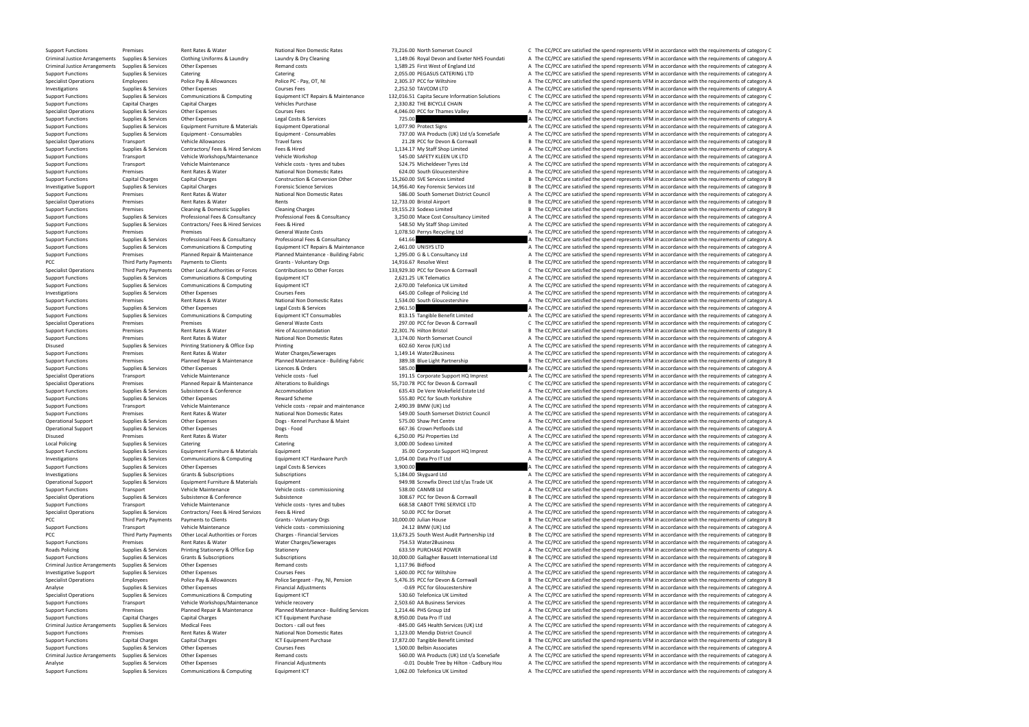| | | | | | | | |
|---|---|---|---|---|---|---|---|
| Support Functions | Premises | Rent Rates & Water | National Non Domestic Rates | 73,216.00 | North Somerset Council | C | The CC/PCC are satisfied the spend represents VFM in accordance with the requirements of category C |
| Criminal Justice Arrangements | Supplies & Services | Clothing Uniforms & Laundry | Laundry & Dry Cleaning | 1,149.06 | Royal Devon and Exeter NHS Foundati | A | The CC/PCC are satisfied the spend represents VFM in accordance with the requirements of category A |
| Criminal Justice Arrangements | Supplies & Services | Other Expenses | Remand costs | 1,589.25 | First West of England Ltd | A | The CC/PCC are satisfied the spend represents VFM in accordance with the requirements of category A |
| Support Functions | Supplies & Services | Catering | Catering | 2,055.00 | PEGASUS CATERING LTD | A | The CC/PCC are satisfied the spend represents VFM in accordance with the requirements of category A |
| Specialist Operations | Employees | Police Pay & Allowances | Police PC - Pay, OT, NI | 2,305.37 | PCC for Wiltshire | A | The CC/PCC are satisfied the spend represents VFM in accordance with the requirements of category A |
| Investigations | Supplies & Services | Other Expenses | Courses Fees | 2,252.50 | TAVCOM LTD | A | The CC/PCC are satisfied the spend represents VFM in accordance with the requirements of category A |
| Support Functions | Supplies & Services | Communications & Computing | Equipment ICT Repairs & Maintenance | 132,016.51 | Capita Secure Information Solutions | C | The CC/PCC are satisfied the spend represents VFM in accordance with the requirements of category C |
| Support Functions | Capital Charges | Capital Charges | Vehicles Purchase | 2,330.82 | THE BICYCLE CHAIN | A | The CC/PCC are satisfied the spend represents VFM in accordance with the requirements of category A |
| Specialist Operations | Supplies & Services | Other Expenses | Courses Fees | 4,046.00 | PCC for Thames Valley | A | The CC/PCC are satisfied the spend represents VFM in accordance with the requirements of category A |
| Support Functions | Supplies & Services | Other Expenses | Legal Costs & Services | 725.00 | | A | The CC/PCC are satisfied the spend represents VFM in accordance with the requirements of category A |
| Support Functions | Supplies & Services | Equipment Furniture & Materials | Equipment Operational | 1,077.90 | Protect Signs | A | The CC/PCC are satisfied the spend represents VFM in accordance with the requirements of category A |
| Support Functions | Supplies & Services | Equipment - Consumables | Equipment - Consumables | 737.00 | WA Products (UK) Ltd t/a SceneSafe | A | The CC/PCC are satisfied the spend represents VFM in accordance with the requirements of category A |
| Specialist Operations | Transport | Vehicle Allowances | Travel fares | 21.28 | PCC for Devon & Cornwall | B | The CC/PCC are satisfied the spend represents VFM in accordance with the requirements of category B |
| Support Functions | Supplies & Services | Contractors/ Fees & Hired Services | Fees & Hired | 1,134.17 | My Staff Shop Limited | A | The CC/PCC are satisfied the spend represents VFM in accordance with the requirements of category A |
| Support Functions | Transport | Vehicle Workshops/Maintenance | Vehicle Workshop | 545.00 | SAFETY KLEEN UK LTD | A | The CC/PCC are satisfied the spend represents VFM in accordance with the requirements of category A |
| Support Functions | Transport | Vehicle Maintenance | Vehicle costs - tyres and tubes | 524.75 | Micheldever Tyres Ltd | A | The CC/PCC are satisfied the spend represents VFM in accordance with the requirements of category A |
| Support Functions | Premises | Rent Rates & Water | National Non Domestic Rates | 624.00 | South Gloucestershire | A | The CC/PCC are satisfied the spend represents VFM in accordance with the requirements of category A |
| Support Functions | Capital Charges | Capital Charges | Construction & Conversion Other | 15,260.00 | SVE Services Limited | B | The CC/PCC are satisfied the spend represents VFM in accordance with the requirements of category B |
| Investigative Support | Supplies & Services | Capital Charges | Forensic Science Services | 14,956.40 | Key Forensic Services Ltd | B | The CC/PCC are satisfied the spend represents VFM in accordance with the requirements of category B |
| Support Functions | Premises | Rent Rates & Water | National Non Domestic Rates | 586.00 | South Somerset District Council | A | The CC/PCC are satisfied the spend represents VFM in accordance with the requirements of category A |
| Specialist Operations | Premises | Rent Rates & Water | Rents | 12,733.00 | Bristol Airport | B | The CC/PCC are satisfied the spend represents VFM in accordance with the requirements of category B |
| Support Functions | Premises | Cleaning & Domestic Supplies | Cleaning Charges | 19,155.23 | Sodexo Limited | B | The CC/PCC are satisfied the spend represents VFM in accordance with the requirements of category B |
| Support Functions | Supplies & Services | Professional Fees & Consultancy | Professional Fees & Consultancy | 3,250.00 | Mace Cost Consultancy Limited | A | The CC/PCC are satisfied the spend represents VFM in accordance with the requirements of category A |
| Support Functions | Supplies & Services | Contractors/ Fees & Hired Services | Fees & Hired | 548.50 | My Staff Shop Limited | A | The CC/PCC are satisfied the spend represents VFM in accordance with the requirements of category A |
| Support Functions | Premises | Premises | General Waste Costs | 1,078.50 | Perrys Recycling Ltd | A | The CC/PCC are satisfied the spend represents VFM in accordance with the requirements of category A |
| Support Functions | Supplies & Services | Professional Fees & Consultancy | Professional Fees & Consultancy | 641.66 | | A | The CC/PCC are satisfied the spend represents VFM in accordance with the requirements of category A |
| Support Functions | Supplies & Services | Communications & Computing | Equipment ICT Repairs & Maintenance | 2,461.00 | UNISYS LTD | A | The CC/PCC are satisfied the spend represents VFM in accordance with the requirements of category A |
| Support Functions | Premises | Planned Repair & Maintenance | Planned Maintenance - Building Fabric | 1,295.00 | G & L Consultancy Ltd | A | The CC/PCC are satisfied the spend represents VFM in accordance with the requirements of category A |
| PCC | Third Party Payments | Payments to Clients | Grants - Voluntary Orgs | 14,916.67 | Resolve West | B | The CC/PCC are satisfied the spend represents VFM in accordance with the requirements of category B |
| Specialist Operations | Third Party Payments | Other Local Authorities or Forces | Contributions to Other Forces | 133,929.30 | PCC for Devon & Cornwall | C | The CC/PCC are satisfied the spend represents VFM in accordance with the requirements of category C |
| Support Functions | Supplies & Services | Communications & Computing | Equipment ICT | 2,621.25 | UK Telematics | A | The CC/PCC are satisfied the spend represents VFM in accordance with the requirements of category A |
| Support Functions | Supplies & Services | Communications & Computing | Equipment ICT | 2,670.00 | Telefonica UK Limited | A | The CC/PCC are satisfied the spend represents VFM in accordance with the requirements of category A |
| Investigations | Supplies & Services | Other Expenses | Courses Fees | 645.00 | College of Policing Ltd | A | The CC/PCC are satisfied the spend represents VFM in accordance with the requirements of category A |
| Support Functions | Premises | Rent Rates & Water | National Non Domestic Rates | 1,534.00 | South Gloucestershire | A | The CC/PCC are satisfied the spend represents VFM in accordance with the requirements of category A |
| Support Functions | Supplies & Services | Other Expenses | Legal Costs & Services | 2,961.50 | | A | The CC/PCC are satisfied the spend represents VFM in accordance with the requirements of category A |
| Support Functions | Supplies & Services | Communications & Computing | Equipment ICT Consumables | 813.15 | Tangible Benefit Limited | A | The CC/PCC are satisfied the spend represents VFM in accordance with the requirements of category A |
| Specialist Operations | Premises | Premises | General Waste Costs | 297.00 | PCC for Devon & Cornwall | C | The CC/PCC are satisfied the spend represents VFM in accordance with the requirements of category C |
| Support Functions | Premises | Rent Rates & Water | Hire of Accommodation | 22,301.76 | Hilton Bristol | B | The CC/PCC are satisfied the spend represents VFM in accordance with the requirements of category B |
| Support Functions | Premises | Rent Rates & Water | National Non Domestic Rates | 3,174.00 | North Somerset Council | A | The CC/PCC are satisfied the spend represents VFM in accordance with the requirements of category A |
| Disused | Supplies & Services | Printing Stationery & Office Exp | Printing | 602.60 | Xerox (UK) Ltd | A | The CC/PCC are satisfied the spend represents VFM in accordance with the requirements of category A |
| Support Functions | Premises | Rent Rates & Water | Water Charges/Sewerages | 1,149.14 | Water2Business | A | The CC/PCC are satisfied the spend represents VFM in accordance with the requirements of category A |
| Support Functions | Premises | Planned Repair & Maintenance | Planned Maintenance - Building Fabric | 389.38 | Blue Light Partnership | B | The CC/PCC are satisfied the spend represents VFM in accordance with the requirements of category B |
| Support Functions | Supplies & Services | Other Expenses | Licences & Orders | 585.00 | | A | The CC/PCC are satisfied the spend represents VFM in accordance with the requirements of category A |
| Specialist Operations | Transport | Vehicle Maintenance | Vehicle costs - fuel | 191.15 | Corporate Support HQ Imprest | A | The CC/PCC are satisfied the spend represents VFM in accordance with the requirements of category A |
| Specialist Operations | Premises | Planned Repair & Maintenance | Alterations to Buildings | 55,710.78 | PCC for Devon & Cornwall | C | The CC/PCC are satisfied the spend represents VFM in accordance with the requirements of category C |
| Support Functions | Supplies & Services | Subsistence & Conference | Accommodation | 635.43 | De Vere Wokefield Estate Ltd | A | The CC/PCC are satisfied the spend represents VFM in accordance with the requirements of category A |
| Support Functions | Supplies & Services | Other Expenses | Reward Scheme | 555.80 | PCC for South Yorkshire | A | The CC/PCC are satisfied the spend represents VFM in accordance with the requirements of category A |
| Support Functions | Transport | Vehicle Maintenance | Vehicle costs - repair and maintenance | 2,490.39 | BMW (UK) Ltd | A | The CC/PCC are satisfied the spend represents VFM in accordance with the requirements of category A |
| Support Functions | Premises | Rent Rates & Water | National Non Domestic Rates | 549.00 | South Somerset District Council | A | The CC/PCC are satisfied the spend represents VFM in accordance with the requirements of category A |
| Operational Support | Supplies & Services | Other Expenses | Dogs - Kennel Purchase & Maint | 575.00 | Shaw Pet Centre | A | The CC/PCC are satisfied the spend represents VFM in accordance with the requirements of category A |
| Operational Support | Supplies & Services | Other Expenses | Dogs - Food | 667.36 | Crown Petfoods Ltd | A | The CC/PCC are satisfied the spend represents VFM in accordance with the requirements of category A |
| Disused | Premises | Rent Rates & Water | Rents | 6,250.00 | PSJ Properties Ltd | A | The CC/PCC are satisfied the spend represents VFM in accordance with the requirements of category A |
| Local Policing | Supplies & Services | Catering | Catering | 3,000.00 | Sodexo Limited | A | The CC/PCC are satisfied the spend represents VFM in accordance with the requirements of category A |
| Support Functions | Supplies & Services | Equipment Furniture & Materials | Equipment | 35.00 | Corporate Support HQ Imprest | A | The CC/PCC are satisfied the spend represents VFM in accordance with the requirements of category A |
| Investigations | Supplies & Services | Communications & Computing | Equipment ICT Hardware Purch | 1,054.00 | Data Pro IT Ltd | A | The CC/PCC are satisfied the spend represents VFM in accordance with the requirements of category A |
| Support Functions | Supplies & Services | Other Expenses | Legal Costs & Services | 3,900.00 | | A | The CC/PCC are satisfied the spend represents VFM in accordance with the requirements of category A |
| Investigations | Supplies & Services | Grants & Subscriptions | Subscriptions | 5,184.00 | Skyguard Ltd | A | The CC/PCC are satisfied the spend represents VFM in accordance with the requirements of category A |
| Operational Support | Supplies & Services | Equipment Furniture & Materials | Equipment | 949.98 | Screwfix Direct Ltd t/as Trade UK | A | The CC/PCC are satisfied the spend represents VFM in accordance with the requirements of category A |
| Support Functions | Transport | Vehicle Maintenance | Vehicle costs - commissioning | 538.00 | CANM8 Ltd | A | The CC/PCC are satisfied the spend represents VFM in accordance with the requirements of category A |
| Specialist Operations | Supplies & Services | Subsistence & Conference | Subsistence | 308.67 | PCC for Devon & Cornwall | B | The CC/PCC are satisfied the spend represents VFM in accordance with the requirements of category B |
| Support Functions | Transport | Vehicle Maintenance | Vehicle costs - tyres and tubes | 668.58 | CABOT TYRE SERVICE LTD | A | The CC/PCC are satisfied the spend represents VFM in accordance with the requirements of category A |
| Specialist Operations | Supplies & Services | Contractors/ Fees & Hired Services | Fees & Hired | 50.00 | PCC for Dorset | A | The CC/PCC are satisfied the spend represents VFM in accordance with the requirements of category A |
| PCC | Third Party Payments | Payments to Clients | Grants - Voluntary Orgs | 10,000.00 | Julian House | B | The CC/PCC are satisfied the spend represents VFM in accordance with the requirements of category B |
| Support Functions | Transport | Vehicle Maintenance | Vehicle costs - commissioning | 24.12 | BMW (UK) Ltd | A | The CC/PCC are satisfied the spend represents VFM in accordance with the requirements of category A |
| PCC | Third Party Payments | Other Local Authorities or Forces | Charges - Financial Services | 13,673.25 | South West Audit Partnership Ltd | B | The CC/PCC are satisfied the spend represents VFM in accordance with the requirements of category B |
| Support Functions | Premises | Rent Rates & Water | Water Charges/Sewerages | 754.53 | Water2Business | A | The CC/PCC are satisfied the spend represents VFM in accordance with the requirements of category A |
| Roads Policing | Supplies & Services | Printing Stationery & Office Exp | Stationery | 633.59 | PURCHASE POWER | A | The CC/PCC are satisfied the spend represents VFM in accordance with the requirements of category A |
| Support Functions | Supplies & Services | Grants & Subscriptions | Subscriptions | 10,000.00 | Gallagher Bassett International Ltd | B | The CC/PCC are satisfied the spend represents VFM in accordance with the requirements of category B |
| Criminal Justice Arrangements | Supplies & Services | Other Expenses | Remand costs | 1,117.96 | Bidfood | A | The CC/PCC are satisfied the spend represents VFM in accordance with the requirements of category A |
| Investigative Support | Supplies & Services | Other Expenses | Courses Fees | 1,600.00 | PCC for Wiltshire | A | The CC/PCC are satisfied the spend represents VFM in accordance with the requirements of category A |
| Specialist Operations | Employees | Police Pay & Allowances | Police Sergeant - Pay, NI, Pension | 5,476.35 | PCC for Devon & Cornwall | B | The CC/PCC are satisfied the spend represents VFM in accordance with the requirements of category B |
| Analyse | Supplies & Services | Other Expenses | Financial Adjustments | -0.69 | PCC for Gloucestershire | A | The CC/PCC are satisfied the spend represents VFM in accordance with the requirements of category A |
| Specialist Operations | Supplies & Services | Communications & Computing | Equipment ICT | 530.60 | Telefonica UK Limited | A | The CC/PCC are satisfied the spend represents VFM in accordance with the requirements of category A |
| Support Functions | Transport | Vehicle Workshops/Maintenance | Vehicle recovery | 2,503.60 | AA Business Services | A | The CC/PCC are satisfied the spend represents VFM in accordance with the requirements of category A |
| Support Functions | Premises | Planned Repair & Maintenance | Planned Maintenance - Building Services | 1,214.46 | PHS Group Ltd | A | The CC/PCC are satisfied the spend represents VFM in accordance with the requirements of category A |
| Support Functions | Capital Charges | Capital Charges | ICT Equipment Purchase | 8,950.00 | Data Pro IT Ltd | A | The CC/PCC are satisfied the spend represents VFM in accordance with the requirements of category A |
| Criminal Justice Arrangements | Supplies & Services | Medical Fees | Doctors - call out fees | -845.00 | G4S Health Services (UK) Ltd | A | The CC/PCC are satisfied the spend represents VFM in accordance with the requirements of category A |
| Support Functions | Premises | Rent Rates & Water | National Non Domestic Rates | 1,123.00 | Mendip District Council | A | The CC/PCC are satisfied the spend represents VFM in accordance with the requirements of category A |
| Support Functions | Capital Charges | Capital Charges | ICT Equipment Purchase | 17,872.00 | Tangible Benefit Limited | B | The CC/PCC are satisfied the spend represents VFM in accordance with the requirements of category B |
| Support Functions | Supplies & Services | Other Expenses | Courses Fees | 1,500.00 | Belbin Associates | A | The CC/PCC are satisfied the spend represents VFM in accordance with the requirements of category A |
| Criminal Justice Arrangements | Supplies & Services | Other Expenses | Remand costs | 560.00 | WA Products (UK) Ltd t/a SceneSafe | A | The CC/PCC are satisfied the spend represents VFM in accordance with the requirements of category A |
| Analyse | Supplies & Services | Other Expenses | Financial Adjustments | -0.01 | Double Tree by Hilton - Cadbury Hou | A | The CC/PCC are satisfied the spend represents VFM in accordance with the requirements of category A |
| Support Functions | Supplies & Services | Communications & Computing | Equipment ICT | 1,062.00 | Telefonica UK Limited | A | The CC/PCC are satisfied the spend represents VFM in accordance with the requirements of category A |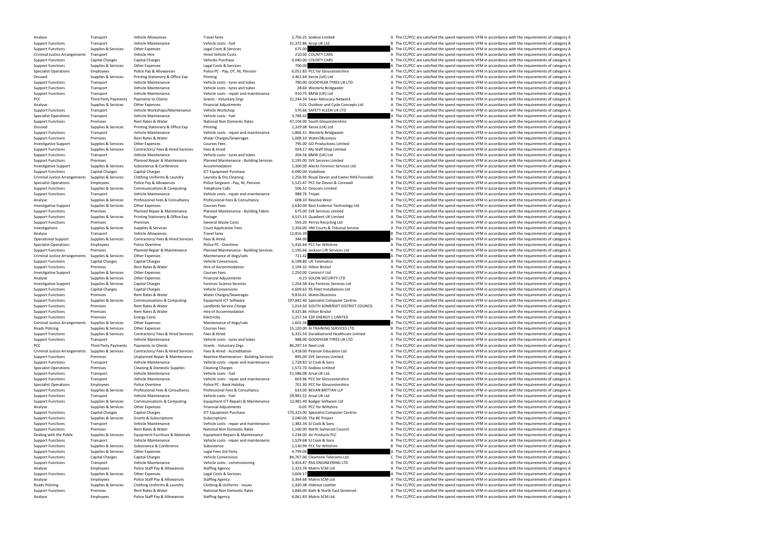| | | | | | | | |
|---|---|---|---|---|---|---|---|
| Analyse | Transport | Vehicle Allowances | Travel fares | 2,756.25 | Sodexo Limited | A | The CC/PCC are satisfied the spend represents VFM in accordance with the requirements of category A |
| Support Functions | Transport | Vehicle Maintenance | Vehicle costs - fuel | 31,372.86 | Arval UK Ltd | B | The CC/PCC are satisfied the spend represents VFM in accordance with the requirements of category B |
| Support Functions | Supplies & Services | Other Expenses | Legal Costs & Services | 675.00 | | A | The CC/PCC are satisfied the spend represents VFM in accordance with the requirements of category A |
| Criminal Justice Arrangements | Transport | Vehicle Hire | Hired Vehicle Costs | 210.00 | COUNTY CARS | A | The CC/PCC are satisfied the spend represents VFM in accordance with the requirements of category A |
| Support Functions | Capital Charges | Capital Charges | Vehicles Purchase | 4,040.00 | COUNTY CARS | A | The CC/PCC are satisfied the spend represents VFM in accordance with the requirements of category A |
| Support Functions | Supplies & Services | Other Expenses | Legal Costs & Services | 700.00 | | A | The CC/PCC are satisfied the spend represents VFM in accordance with the requirements of category A |
| Specialist Operations | Employees | Police Pay & Allowances | Police PC - Pay, OT, NI, Pension | 6,051.83 | PCC for Gloucestershire | A | The CC/PCC are satisfied the spend represents VFM in accordance with the requirements of category A |
| Disused | Supplies & Services | Printing Stationery & Office Exp | Printing | 3,461.64 | Xerox (UK) Ltd | A | The CC/PCC are satisfied the spend represents VFM in accordance with the requirements of category A |
| Support Functions | Transport | Vehicle Maintenance | Vehicle costs - tyres and tubes | 780.00 | GOODYEAR TYRES UK LTD | A | The CC/PCC are satisfied the spend represents VFM in accordance with the requirements of category A |
| Support Functions | Transport | Vehicle Maintenance | Vehicle costs - tyres and tubes | 28.60 | Westerly Bridgwater | A | The CC/PCC are satisfied the spend represents VFM in accordance with the requirements of category A |
| Support Functions | Transport | Vehicle Maintenance | Vehicle costs - repair and maintenance | 910.75 | BMW (UK) Ltd | A | The CC/PCC are satisfied the spend represents VFM in accordance with the requirements of category A |
| PCC | Third Party Payments | Payments to Clients | Grants - Voluntary Orgs | 21,244.34 | Swan Advocacy Network | B | The CC/PCC are satisfied the spend represents VFM in accordance with the requirements of category B |
| Analyse | Supplies & Services | Other Expenses | Financial Adjustments | 0.01 | Outdoor and Cycle Concepts Ltd | A | The CC/PCC are satisfied the spend represents VFM in accordance with the requirements of category A |
| Support Functions | Transport | Vehicle Workshops/Maintenance | Vehicle Workshop | 570.66 | SAFETY KLEEN UK LTD | A | The CC/PCC are satisfied the spend represents VFM in accordance with the requirements of category A |
| Specialist Operations | Transport | Vehicle Maintenance | Vehicle costs - fuel | 3,788.42 | | A | The CC/PCC are satisfied the spend represents VFM in accordance with the requirements of category A |
| Support Functions | Premises | Rent Rates & Water | National Non Domestic Rates | 47,104.00 | South Gloucestershire | B | The CC/PCC are satisfied the spend represents VFM in accordance with the requirements of category B |
| Disused | Supplies & Services | Printing Stationery & Office Exp | Printing | 1,329.38 | Xerox (UK) Ltd | A | The CC/PCC are satisfied the spend represents VFM in accordance with the requirements of category A |
| Support Functions | Transport | Vehicle Maintenance | Vehicle costs - repair and maintenance | 1,866.51 | Westerly Bridgwater | A | The CC/PCC are satisfied the spend represents VFM in accordance with the requirements of category A |
| Support Functions | Premises | Rent Rates & Water | Water Charges/Sewerages | 1,008.10 | Water2Business | A | The CC/PCC are satisfied the spend represents VFM in accordance with the requirements of category A |
| Investigative Support | Supplies & Services | Other Expenses | Courses Fees | 795.00 | GO Productions Limited | A | The CC/PCC are satisfied the spend represents VFM in accordance with the requirements of category A |
| Support Functions | Supplies & Services | Contractors/ Fees & Hired Services | Fees & Hired | 924.17 | My Staff Shop Limited | A | The CC/PCC are satisfied the spend represents VFM in accordance with the requirements of category A |
| Support Functions | Transport | Vehicle Maintenance | Vehicle costs - tyres and tubes | 204.56 | BMW (UK) Ltd | A | The CC/PCC are satisfied the spend represents VFM in accordance with the requirements of category A |
| Support Functions | Premises | Planned Repair & Maintenance | Planned Maintenance - Building Services | 2,195.00 | SVE Services Limited | A | The CC/PCC are satisfied the spend represents VFM in accordance with the requirements of category A |
| Investigative Support | Supplies & Services | Subsistence & Conference | Accommodation | 1,300.00 | Alecto Forensic Services Ltd | A | The CC/PCC are satisfied the spend represents VFM in accordance with the requirements of category A |
| Support Functions | Capital Charges | Capital Charges | ICT Equipment Purchase | 4,090.00 | Vodafone | A | The CC/PCC are satisfied the spend represents VFM in accordance with the requirements of category A |
| Criminal Justice Arrangements | Supplies & Services | Clothing Uniforms & Laundry | Laundry & Dry Cleaning | 1,256.95 | Royal Devon and Exeter NHS Foundati | A | The CC/PCC are satisfied the spend represents VFM in accordance with the requirements of category A |
| Specialist Operations | Employees | Police Pay & Allowances | Police Sergeant - Pay, NI, Pension | 5,525.47 | PCC for Devon & Cornwall | B | The CC/PCC are satisfied the spend represents VFM in accordance with the requirements of category B |
| Support Functions | Supplies & Services | Communications & Computing | Telephone Calls | 506.52 | Onecom Limited | A | The CC/PCC are satisfied the spend represents VFM in accordance with the requirements of category A |
| Support Functions | Transport | Vehicle Maintenance | Vehicle costs - repair and maintenance | 988.76 | Trojan | A | The CC/PCC are satisfied the spend represents VFM in accordance with the requirements of category A |
| Analyse | Supplies & Services | Professional Fees & Consultancy | Professional Fees & Consultancy | 608.33 | Resolve West | A | The CC/PCC are satisfied the spend represents VFM in accordance with the requirements of category A |
| Investigative Support | Supplies & Services | Other Expenses | Courses Fees | 2,630.00 | Best Evidence Technology Ltd | A | The CC/PCC are satisfied the spend represents VFM in accordance with the requirements of category A |
| Support Functions | Premises | Planned Repair & Maintenance | Planned Maintenance - Building Fabric | 675.00 | SVE Services Limited | A | The CC/PCC are satisfied the spend represents VFM in accordance with the requirements of category A |
| Support Functions | Supplies & Services | Printing Stationery & Office Exp | Postage | 4,515.15 | Quadient UK Limited | A | The CC/PCC are satisfied the spend represents VFM in accordance with the requirements of category A |
| Support Functions | Premises | Premises | General Waste Costs | 593.20 | Perrys Recycling Ltd | A | The CC/PCC are satisfied the spend represents VFM in accordance with the requirements of category A |
| Investigations | Supplies & Services | Supplies & Services | Court Application Fees | 1,356.00 | HM Courts & Tribunal Service | A | The CC/PCC are satisfied the spend represents VFM in accordance with the requirements of category A |
| Analyse | Transport | Vehicle Allowances | Travel fares | 12,816.39 | | B | The CC/PCC are satisfied the spend represents VFM in accordance with the requirements of category B |
| Operational Support | Supplies & Services | Contractors/ Fees & Hired Services | Fees & Hired | 344.00 | | A | The CC/PCC are satisfied the spend represents VFM in accordance with the requirements of category A |
| Specialist Operations | Employees | Police Overtime | Police PC - Overtime | 1,416.64 | PCC for Wiltshire | A | The CC/PCC are satisfied the spend represents VFM in accordance with the requirements of category A |
| Support Functions | Premises | Planned Repair & Maintenance | Planned Maintenance - Building Services | 1,195.66 | Jackson Lift Services Ltd | A | The CC/PCC are satisfied the spend represents VFM in accordance with the requirements of category A |
| Criminal Justice Arrangements | Supplies & Services | Other Expenses | Maintenance of dogs/cats | 721.42 | | A | The CC/PCC are satisfied the spend represents VFM in accordance with the requirements of category A |
| Support Functions | Capital Charges | Capital Charges | Vehicle Conversions | 6,198.80 | UK Telematics | A | The CC/PCC are satisfied the spend represents VFM in accordance with the requirements of category A |
| Support Functions | Premises | Rent Rates & Water | Hire of Accommodation | 2,194.32 | Hilton Bristol | A | The CC/PCC are satisfied the spend represents VFM in accordance with the requirements of category A |
| Investigative Support | Supplies & Services | Other Expenses | Courses Fees | 2,250.00 | Control-F Ltd | A | The CC/PCC are satisfied the spend represents VFM in accordance with the requirements of category A |
| Analyse | Supplies & Services | Other Expenses | Financial Adjustments | -0.23 | SOLON SECURITY LTD | A | The CC/PCC are satisfied the spend represents VFM in accordance with the requirements of category A |
| Investigative Support | Supplies & Services | Capital Charges | Forensic Science Services | 1,254.58 | Key Forensic Services Ltd | A | The CC/PCC are satisfied the spend represents VFM in accordance with the requirements of category A |
| Support Functions | Capital Charges | Capital Charges | Vehicle Conversions | 4,609.63 | RS Fleet Installations Ltd | A | The CC/PCC are satisfied the spend represents VFM in accordance with the requirements of category A |
| Support Functions | Premises | Rent Rates & Water | Water Charges/Sewerages | 9,816.61 | Water2Business | A | The CC/PCC are satisfied the spend represents VFM in accordance with the requirements of category A |
| Support Functions | Supplies & Services | Communications & Computing | Equipment ICT Software | 197,842.40 | Specialist Computer Centres | C | The CC/PCC are satisfied the spend represents VFM in accordance with the requirements of category C |
| Support Functions | Premises | Rent Rates & Water | Landlords Service Charge | 1,014.50 | SOUTH SOMERSET DISTRICT COUNCIL | A | The CC/PCC are satisfied the spend represents VFM in accordance with the requirements of category A |
| Support Functions | Premises | Rent Rates & Water | Hire of Accommodation | 9,325.86 | Hilton Bristol | A | The CC/PCC are satisfied the spend represents VFM in accordance with the requirements of category A |
| Support Functions | Premises | Energy Costs | Electricity | 1,257.54 | EDF ENERGY 1 LIMITED | A | The CC/PCC are satisfied the spend represents VFM in accordance with the requirements of category A |
| Criminal Justice Arrangements | Supplies & Services | Other Expenses | Maintenance of dogs/cats | 1,602.36 | | A | The CC/PCC are satisfied the spend represents VFM in accordance with the requirements of category A |
| Roads Policing | Supplies & Services | Other Expenses | Courses Fees | 15,120.00 | AI TRAINING SERVICES LTD | B | The CC/PCC are satisfied the spend represents VFM in accordance with the requirements of category B |
| Support Functions | Supplies & Services | Contractors/ Fees & Hired Services | Fees & Hired | 6,315.54 | Duradiamond Healthcare Limited | A | The CC/PCC are satisfied the spend represents VFM in accordance with the requirements of category A |
| Support Functions | Transport | Vehicle Maintenance | Vehicle costs - tyres and tubes | 988.00 | GOODYEAR TYRES UK LTD | A | The CC/PCC are satisfied the spend represents VFM in accordance with the requirements of category A |
| PCC | Third Party Payments | Payments to Clients | Grants - Voluntary Orgs | 86,297.14 | Next Link | C | The CC/PCC are satisfied the spend represents VFM in accordance with the requirements of category C |
| Criminal Justice Arrangements | Supplies & Services | Contractors/ Fees & Hired Services | Fees & Hired - Accreditation | 1,418.00 | Pearson Education Ltd | A | The CC/PCC are satisfied the spend represents VFM in accordance with the requirements of category A |
| Support Functions | Premises | Unplanned Repair & Maintenance | Reactive Maintenance - Building Services | 895.00 | SVE Services Limited | A | The CC/PCC are satisfied the spend represents VFM in accordance with the requirements of category A |
| Support Functions | Transport | Vehicle Maintenance | Vehicle costs - repair and maintenance | 1,728.83 | SJ Cook & Sons | A | The CC/PCC are satisfied the spend represents VFM in accordance with the requirements of category A |
| Specialist Operations | Premises | Cleaning & Domestic Supplies | Cleaning Charges | 1,572.70 | Sodexo Limited | B | The CC/PCC are satisfied the spend represents VFM in accordance with the requirements of category B |
| Support Functions | Transport | Vehicle Maintenance | Vehicle costs - fuel | 31,586.08 | Arval UK Ltd | B | The CC/PCC are satisfied the spend represents VFM in accordance with the requirements of category B |
| Support Functions | Transport | Vehicle Maintenance | Vehicle costs - repair and maintenance | 603.96 | PCC for Gloucestershire | A | The CC/PCC are satisfied the spend represents VFM in accordance with the requirements of category A |
| Specialist Operations | Employees | Police Overtime | Police PC - Bank Holiday | 701.30 | PCC for Gloucestershire | A | The CC/PCC are satisfied the spend represents VFM in accordance with the requirements of category A |
| Support Functions | Supplies & Services | Professional Fees & Consultancy | Professional Fees & Consultancy | 633.00 | BEVAN BRITTAN LLP | A | The CC/PCC are satisfied the spend represents VFM in accordance with the requirements of category A |
| Support Functions | Transport | Vehicle Maintenance | Vehicle costs - fuel | 29,981.52 | Arval UK Ltd | B | The CC/PCC are satisfied the spend represents VFM in accordance with the requirements of category B |
| Support Functions | Supplies & Services | Communications & Computing | Equipment ICT Repairs & Maintenance | 12,481.40 | Badger Software Ltd | B | The CC/PCC are satisfied the spend represents VFM in accordance with the requirements of category B |
| Analyse | Supplies & Services | Other Expenses | Financial Adjustments | -0.05 | PCC for Wiltshire | A | The CC/PCC are satisfied the spend represents VFM in accordance with the requirements of category A |
| Support Functions | Capital Charges | Capital Charges | ICT Equipment Purchase | 570,323.00 | Specialist Computer Centres | C | The CC/PCC are satisfied the spend represents VFM in accordance with the requirements of category C |
| Support Functions | Supplies & Services | Grants & Subscriptions | Subscriptions | 2,040.00 | The BE Project | A | The CC/PCC are satisfied the spend represents VFM in accordance with the requirements of category A |
| Support Functions | Transport | Vehicle Maintenance | Vehicle costs - repair and maintenance | 1,383.34 | SJ Cook & Sons | A | The CC/PCC are satisfied the spend represents VFM in accordance with the requirements of category A |
| Support Functions | Premises | Rent Rates & Water | National Non Domestic Rates | 1,160.00 | North Somerset Council | A | The CC/PCC are satisfied the spend represents VFM in accordance with the requirements of category A |
| Dealing with the Public | Supplies & Services | Equipment Furniture & Materials | Equipment Repairs & Maintenance | 1,234.00 | Air Products PLC | A | The CC/PCC are satisfied the spend represents VFM in accordance with the requirements of category A |
| Support Functions | Transport | Vehicle Maintenance | Vehicle costs - repair and maintenance | 1,529.68 | SJ Cook & Sons | A | The CC/PCC are satisfied the spend represents VFM in accordance with the requirements of category A |
| Support Functions | Supplies & Services | Subsistence & Conference | Subsistence | 1,130.99 | PCC for Wiltshire | B | The CC/PCC are satisfied the spend represents VFM in accordance with the requirements of category B |
| Support Functions | Supplies & Services | Other Expenses | Legal Fees 3rd Party | 4,799.00 | | A | The CC/PCC are satisfied the spend represents VFM in accordance with the requirements of category A |
| Support Functions | Capital Charges | Capital Charges | Vehicle Conversions | 84,767.00 | Cleartone Telecoms Ltd | C | The CC/PCC are satisfied the spend represents VFM in accordance with the requirements of category C |
| Support Functions | Transport | Vehicle Maintenance | Vehicle costs - commissioning | 3,454.87 | RSG ENGINEERING LTD | A | The CC/PCC are satisfied the spend represents VFM in accordance with the requirements of category A |
| Analyse | Employees | Police Staff Pay & Allowances | Staffing Agency | 2,323.76 | Matrix SCM Ltd | A | The CC/PCC are satisfied the spend represents VFM in accordance with the requirements of category A |
| Support Functions | Supplies & Services | Other Expenses | Legal Costs & Services | 3,604.17 | | A | The CC/PCC are satisfied the spend represents VFM in accordance with the requirements of category A |
| Analyse | Employees | Police Staff Pay & Allowances | Staffing Agency | 3,364.68 | Matrix SCM Ltd | A | The CC/PCC are satisfied the spend represents VFM in accordance with the requirements of category A |
| Roads Policing | Supplies & Services | Clothing Uniforms & Laundry | Clothing & Uniforms - Issues | 1,420.38 | Hideout Leather | A | The CC/PCC are satisfied the spend represents VFM in accordance with the requirements of category A |
| Support Functions | Premises | Rent Rates & Water | National Non Domestic Rates | 1,846.00 | Bath & North East Somerset | A | The CC/PCC are satisfied the spend represents VFM in accordance with the requirements of category A |
| Analyse | Employees | Police Staff Pay & Allowances | Staffing Agency | 4,061.83 | Matrix SCM Ltd | A | The CC/PCC are satisfied the spend represents VFM in accordance with the requirements of category A |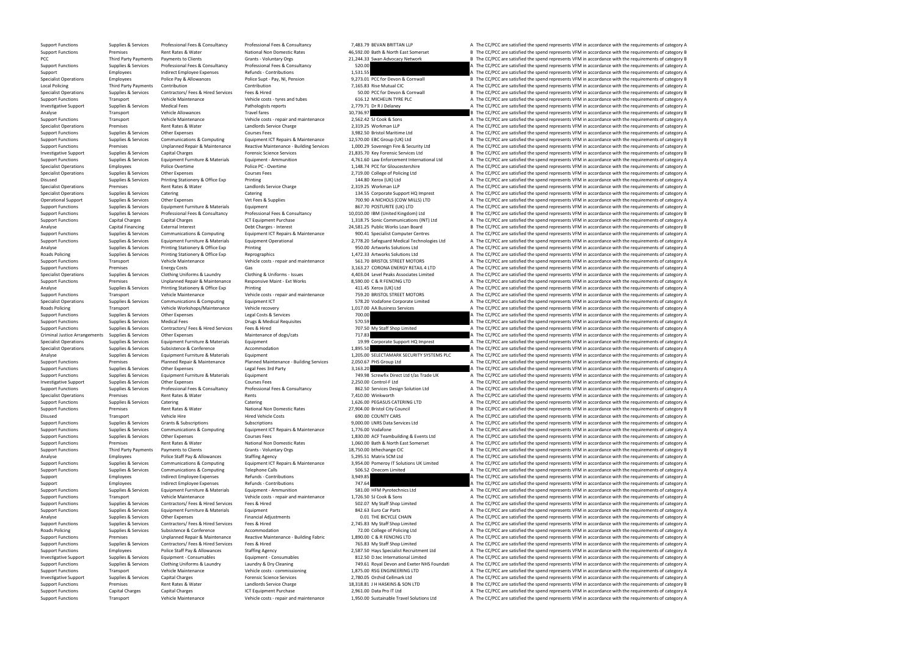| | | | | | | | |
|---|---|---|---|---|---|---|---|
| Support Functions | Supplies & Services | Professional Fees & Consultancy | Professional Fees & Consultancy | 7,483.79 | BEVAN BRITTAN LLP | A | The CC/PCC are satisfied the spend represents VFM in accordance with the requirements of category A |
| Support Functions | Premises | Rent Rates & Water | National Non Domestic Rates | 46,592.00 | Bath & North East Somerset | B | The CC/PCC are satisfied the spend represents VFM in accordance with the requirements of category B |
| PCC | Third Party Payments | Payments to Clients | Grants - Voluntary Orgs | 21,244.33 | Swan Advocacy Network | B | The CC/PCC are satisfied the spend represents VFM in accordance with the requirements of category B |
| Support Functions | Supplies & Services | Professional Fees & Consultancy | Professional Fees & Consultancy | 520.00 | | A | The CC/PCC are satisfied the spend represents VFM in accordance with the requirements of category A |
| Support | Employees | Indirect Employee Expenses | Refunds - Contributions | 1,531.55 | | A | The CC/PCC are satisfied the spend represents VFM in accordance with the requirements of category A |
| Specialist Operations | Employees | Police Pay & Allowances | Police Supt - Pay, NI, Pension | 9,273.01 | PCC for Devon & Cornwall | B | The CC/PCC are satisfied the spend represents VFM in accordance with the requirements of category B |
| Local Policing | Third Party Payments | Contribution | Contribution | 7,165.83 | Rise Mutual CIC | A | The CC/PCC are satisfied the spend represents VFM in accordance with the requirements of category A |
| Specialist Operations | Supplies & Services | Contractors/ Fees & Hired Services | Fees & Hired | 50.00 | PCC for Devon & Cornwall | B | The CC/PCC are satisfied the spend represents VFM in accordance with the requirements of category B |
| Support Functions | Transport | Vehicle Maintenance | Vehicle costs - tyres and tubes | 616.12 | MICHELIN TYRE PLC | A | The CC/PCC are satisfied the spend represents VFM in accordance with the requirements of category A |
| Investigative Support | Supplies & Services | Medical Fees | Pathologists reports | 2,779.71 | Dr R J Delaney | A | The CC/PCC are satisfied the spend represents VFM in accordance with the requirements of category A |
| Analyse | Transport | Vehicle Allowances | Travel fares | 10,736.97 | | B | The CC/PCC are satisfied the spend represents VFM in accordance with the requirements of category B |
| Support Functions | Transport | Vehicle Maintenance | Vehicle costs - repair and maintenance | 2,562.42 | SJ Cook & Sons | A | The CC/PCC are satisfied the spend represents VFM in accordance with the requirements of category A |
| Specialist Operations | Premises | Rent Rates & Water | Landlords Service Charge | 2,319.25 | Workman LLP | A | The CC/PCC are satisfied the spend represents VFM in accordance with the requirements of category A |
| Support Functions | Supplies & Services | Other Expenses | Courses Fees | 3,982.50 | Bristol Maritime Ltd | A | The CC/PCC are satisfied the spend represents VFM in accordance with the requirements of category A |
| Support Functions | Supplies & Services | Communications & Computing | Equipment ICT Repairs & Maintenance | 12,570.00 | EBC Group (UK) Ltd | B | The CC/PCC are satisfied the spend represents VFM in accordance with the requirements of category B |
| Support Functions | Premises | Unplanned Repair & Maintenance | Reactive Maintenance - Building Services | 1,000.29 | Sovereign Fire & Security Ltd | A | The CC/PCC are satisfied the spend represents VFM in accordance with the requirements of category A |
| Investigative Support | Supplies & Services | Capital Charges | Forensic Science Services | 21,835.70 | Key Forensic Services Ltd | B | The CC/PCC are satisfied the spend represents VFM in accordance with the requirements of category B |
| Support Functions | Supplies & Services | Equipment Furniture & Materials | Equipment - Ammunition | 4,761.60 | Law Enforcement International Ltd | A | The CC/PCC are satisfied the spend represents VFM in accordance with the requirements of category A |
| Specialist Operations | Employees | Police Overtime | Police PC - Overtime | 1,148.74 | PCC for Gloucestershire | A | The CC/PCC are satisfied the spend represents VFM in accordance with the requirements of category A |
| Specialist Operations | Supplies & Services | Other Expenses | Courses Fees | 2,719.00 | College of Policing Ltd | A | The CC/PCC are satisfied the spend represents VFM in accordance with the requirements of category A |
| Disused | Supplies & Services | Printing Stationery & Office Exp | Printing | 144.80 | Xerox (UK) Ltd | A | The CC/PCC are satisfied the spend represents VFM in accordance with the requirements of category A |
| Specialist Operations | Premises | Rent Rates & Water | Landlords Service Charge | 2,319.25 | Workman LLP | A | The CC/PCC are satisfied the spend represents VFM in accordance with the requirements of category A |
| Specialist Operations | Supplies & Services | Catering | Catering | 134.55 | Corporate Support HQ Imprest | A | The CC/PCC are satisfied the spend represents VFM in accordance with the requirements of category A |
| Operational Support | Supplies & Services | Other Expenses | Vet Fees & Supplies | 700.90 | A NICHOLS (COW MILLS) LTD | A | The CC/PCC are satisfied the spend represents VFM in accordance with the requirements of category A |
| Support Functions | Supplies & Services | Equipment Furniture & Materials | Equipment | 867.70 | POSTURITE (UK) LTD | A | The CC/PCC are satisfied the spend represents VFM in accordance with the requirements of category A |
| Support Functions | Supplies & Services | Professional Fees & Consultancy | Professional Fees & Consultancy | 10,010.00 | IBM (United Kingdom) Ltd | B | The CC/PCC are satisfied the spend represents VFM in accordance with the requirements of category B |
| Support Functions | Capital Charges | Capital Charges | ICT Equipment Purchase | 1,318.75 | Sonic Communications (INT) Ltd | A | The CC/PCC are satisfied the spend represents VFM in accordance with the requirements of category A |
| Analyse | Capital Financing | External Interest | Debt Charges - Interest | 24,581.25 | Public Works Loan Board | B | The CC/PCC are satisfied the spend represents VFM in accordance with the requirements of category B |
| Support Functions | Supplies & Services | Communications & Computing | Equipment ICT Repairs & Maintenance | 900.41 | Specialist Computer Centres | A | The CC/PCC are satisfied the spend represents VFM in accordance with the requirements of category A |
| Support Functions | Supplies & Services | Equipment Furniture & Materials | Equipment Operational | 2,778.20 | Safeguard Medical Technologies Ltd | A | The CC/PCC are satisfied the spend represents VFM in accordance with the requirements of category A |
| Analyse | Supplies & Services | Printing Stationery & Office Exp | Printing | 950.00 | Artworks Solutions Ltd | A | The CC/PCC are satisfied the spend represents VFM in accordance with the requirements of category A |
| Roads Policing | Supplies & Services | Printing Stationery & Office Exp | Reprographics | 1,472.33 | Artworks Solutions Ltd | A | The CC/PCC are satisfied the spend represents VFM in accordance with the requirements of category A |
| Support Functions | Transport | Vehicle Maintenance | Vehicle costs - repair and maintenance | 561.70 | BRISTOL STREET MOTORS | A | The CC/PCC are satisfied the spend represents VFM in accordance with the requirements of category A |
| Support Functions | Premises | Energy Costs | Gas | 3,163.27 | CORONA ENERGY RETAIL 4 LTD | A | The CC/PCC are satisfied the spend represents VFM in accordance with the requirements of category A |
| Specialist Operations | Supplies & Services | Clothing Uniforms & Laundry | Clothing & Uniforms - Issues | 4,403.04 | Level Peaks Associates Limited | A | The CC/PCC are satisfied the spend represents VFM in accordance with the requirements of category A |
| Support Functions | Premises | Unplanned Repair & Maintenance | Responsive Maint - Ext Works | 8,590.00 | C & R FENCING LTD | A | The CC/PCC are satisfied the spend represents VFM in accordance with the requirements of category A |
| Analyse | Supplies & Services | Printing Stationery & Office Exp | Printing | 411.45 | Xerox (UK) Ltd | A | The CC/PCC are satisfied the spend represents VFM in accordance with the requirements of category A |
| Support Functions | Transport | Vehicle Maintenance | Vehicle costs - repair and maintenance | 759.20 | BRISTOL STREET MOTORS | A | The CC/PCC are satisfied the spend represents VFM in accordance with the requirements of category A |
| Specialist Operations | Supplies & Services | Communications & Computing | Equipment ICT | 578.20 | Vodafone Corporate Limited | A | The CC/PCC are satisfied the spend represents VFM in accordance with the requirements of category A |
| Roads Policing | Transport | Vehicle Workshops/Maintenance | Vehicle recovery | 1,017.00 | AA Business Services | A | The CC/PCC are satisfied the spend represents VFM in accordance with the requirements of category A |
| Support Functions | Supplies & Services | Other Expenses | Legal Costs & Services | 700.00 | | A | The CC/PCC are satisfied the spend represents VFM in accordance with the requirements of category A |
| Support Functions | Supplies & Services | Medical Fees | Drugs & Medical Requisites | 570.59 | | A | The CC/PCC are satisfied the spend represents VFM in accordance with the requirements of category A |
| Support Functions | Supplies & Services | Contractors/ Fees & Hired Services | Fees & Hired | 707.50 | My Staff Shop Limited | A | The CC/PCC are satisfied the spend represents VFM in accordance with the requirements of category A |
| Criminal Justice Arrangements | Supplies & Services | Other Expenses | Maintenance of dogs/cats | 717.83 | | A | The CC/PCC are satisfied the spend represents VFM in accordance with the requirements of category A |
| Specialist Operations | Supplies & Services | Equipment Furniture & Materials | Equipment | 19.99 | Corporate Support HQ Imprest | A | The CC/PCC are satisfied the spend represents VFM in accordance with the requirements of category A |
| Specialist Operations | Supplies & Services | Subsistence & Conference | Accommodation | 1,895.50 | | A | The CC/PCC are satisfied the spend represents VFM in accordance with the requirements of category A |
| Analyse | Supplies & Services | Equipment Furniture & Materials | Equipment | 1,205.00 | SELECTAMARK SECURITY SYSTEMS PLC | A | The CC/PCC are satisfied the spend represents VFM in accordance with the requirements of category A |
| Support Functions | Premises | Planned Repair & Maintenance | Planned Maintenance - Building Services | 2,050.67 | PHS Group Ltd | A | The CC/PCC are satisfied the spend represents VFM in accordance with the requirements of category A |
| Support Functions | Supplies & Services | Other Expenses | Legal Fees 3rd Party | 3,163.20 | | A | The CC/PCC are satisfied the spend represents VFM in accordance with the requirements of category A |
| Support Functions | Supplies & Services | Equipment Furniture & Materials | Equipment | 749.98 | Screwfix Direct Ltd t/as Trade UK | A | The CC/PCC are satisfied the spend represents VFM in accordance with the requirements of category A |
| Investigative Support | Supplies & Services | Other Expenses | Courses Fees | 2,250.00 | Control-F Ltd | A | The CC/PCC are satisfied the spend represents VFM in accordance with the requirements of category A |
| Support Functions | Supplies & Services | Professional Fees & Consultancy | Professional Fees & Consultancy | 862.50 | Services Design Solution Ltd | A | The CC/PCC are satisfied the spend represents VFM in accordance with the requirements of category A |
| Specialist Operations | Premises | Rent Rates & Water | Rents | 7,410.00 | Winkworth | A | The CC/PCC are satisfied the spend represents VFM in accordance with the requirements of category A |
| Support Functions | Supplies & Services | Catering | Catering | 1,626.00 | PEGASUS CATERING LTD | A | The CC/PCC are satisfied the spend represents VFM in accordance with the requirements of category A |
| Support Functions | Premises | Rent Rates & Water | National Non Domestic Rates | 27,904.00 | Bristol City Council | B | The CC/PCC are satisfied the spend represents VFM in accordance with the requirements of category B |
| Disused | Transport | Vehicle Hire | Hired Vehicle Costs | 690.00 | COUNTY CARS | A | The CC/PCC are satisfied the spend represents VFM in accordance with the requirements of category A |
| Support Functions | Supplies & Services | Grants & Subscriptions | Subscriptions | 9,000.00 | LNRS Data Services Ltd | A | The CC/PCC are satisfied the spend represents VFM in accordance with the requirements of category A |
| Support Functions | Supplies & Services | Communications & Computing | Equipment ICT Repairs & Maintenance | 1,776.00 | Vodafone | A | The CC/PCC are satisfied the spend represents VFM in accordance with the requirements of category A |
| Support Functions | Supplies & Services | Other Expenses | Courses Fees | 1,830.00 | ACF Teambuilding & Events Ltd | A | The CC/PCC are satisfied the spend represents VFM in accordance with the requirements of category A |
| Support Functions | Premises | Rent Rates & Water | National Non Domestic Rates | 1,060.00 | Bath & North East Somerset | A | The CC/PCC are satisfied the spend represents VFM in accordance with the requirements of category A |
| Support Functions | Third Party Payments | Payments to Clients | Grants - Voluntary Orgs | 18,750.00 | bthechange CIC | B | The CC/PCC are satisfied the spend represents VFM in accordance with the requirements of category B |
| Analyse | Employees | Police Staff Pay & Allowances | Staffing Agency | 5,295.51 | Matrix SCM Ltd | A | The CC/PCC are satisfied the spend represents VFM in accordance with the requirements of category A |
| Support Functions | Supplies & Services | Communications & Computing | Equipment ICT Repairs & Maintenance | 3,954.00 | Pomeroy IT Solutions UK Limited | A | The CC/PCC are satisfied the spend represents VFM in accordance with the requirements of category A |
| Support Functions | Supplies & Services | Communications & Computing | Telephone Calls | 506.52 | Onecom Limited | A | The CC/PCC are satisfied the spend represents VFM in accordance with the requirements of category A |
| Support | Employees | Indirect Employee Expenses | Refunds - Contributions | 3,949.85 | | A | The CC/PCC are satisfied the spend represents VFM in accordance with the requirements of category A |
| Support | Employees | Indirect Employee Expenses | Refunds - Contributions | 747.64 | | A | The CC/PCC are satisfied the spend represents VFM in accordance with the requirements of category A |
| Support Functions | Supplies & Services | Equipment Furniture & Materials | Equipment - Ammunition | 581.00 | HFM Pyrotechnics Ltd | A | The CC/PCC are satisfied the spend represents VFM in accordance with the requirements of category A |
| Support Functions | Transport | Vehicle Maintenance | Vehicle costs - repair and maintenance | 1,726.50 | SJ Cook & Sons | A | The CC/PCC are satisfied the spend represents VFM in accordance with the requirements of category A |
| Support Functions | Supplies & Services | Contractors/ Fees & Hired Services | Fees & Hired | 502.07 | My Staff Shop Limited | A | The CC/PCC are satisfied the spend represents VFM in accordance with the requirements of category A |
| Support Functions | Supplies & Services | Equipment Furniture & Materials | Equipment | 842.63 | Euro Car Parts | A | The CC/PCC are satisfied the spend represents VFM in accordance with the requirements of category A |
| Analyse | Supplies & Services | Other Expenses | Financial Adjustments | 0.01 | THE BICYCLE CHAIN | A | The CC/PCC are satisfied the spend represents VFM in accordance with the requirements of category A |
| Support Functions | Supplies & Services | Contractors/ Fees & Hired Services | Fees & Hired | 2,745.83 | My Staff Shop Limited | A | The CC/PCC are satisfied the spend represents VFM in accordance with the requirements of category A |
| Roads Policing | Supplies & Services | Subsistence & Conference | Accommodation | 72.00 | College of Policing Ltd | A | The CC/PCC are satisfied the spend represents VFM in accordance with the requirements of category A |
| Support Functions | Premises | Unplanned Repair & Maintenance | Reactive Maintenance - Building Fabric | 1,890.00 | C & R FENCING LTD | A | The CC/PCC are satisfied the spend represents VFM in accordance with the requirements of category A |
| Support Functions | Supplies & Services | Contractors/ Fees & Hired Services | Fees & Hired | 765.83 | My Staff Shop Limited | A | The CC/PCC are satisfied the spend represents VFM in accordance with the requirements of category A |
| Support Functions | Employees | Police Staff Pay & Allowances | Staffing Agency | 2,587.50 | Hays Specialist Recruitment Ltd | A | The CC/PCC are satisfied the spend represents VFM in accordance with the requirements of category A |
| Investigative Support | Supplies & Services | Equipment - Consumables | Equipment - Consumables | 812.50 | D.tec International Limited | A | The CC/PCC are satisfied the spend represents VFM in accordance with the requirements of category A |
| Support Functions | Supplies & Services | Clothing Uniforms & Laundry | Laundry & Dry Cleaning | 749.61 | Royal Devon and Exeter NHS Foundati | A | The CC/PCC are satisfied the spend represents VFM in accordance with the requirements of category A |
| Support Functions | Transport | Vehicle Maintenance | Vehicle costs - commissioning | 1,875.00 | RSG ENGINEERING LTD | A | The CC/PCC are satisfied the spend represents VFM in accordance with the requirements of category A |
| Investigative Support | Supplies & Services | Capital Charges | Forensic Science Services | 2,780.05 | Orchid Cellmark Ltd | A | The CC/PCC are satisfied the spend represents VFM in accordance with the requirements of category A |
| Support Functions | Premises | Rent Rates & Water | Landlords Service Charge | 18,318.81 | J H HASKINS & SON LTD | B | The CC/PCC are satisfied the spend represents VFM in accordance with the requirements of category B |
| Support Functions | Capital Charges | Capital Charges | ICT Equipment Purchase | 2,961.00 | Data Pro IT Ltd | A | The CC/PCC are satisfied the spend represents VFM in accordance with the requirements of category A |
| Support Functions | Transport | Vehicle Maintenance | Vehicle costs - repair and maintenance | 1,950.00 | Sustainable Travel Solutions Ltd | A | The CC/PCC are satisfied the spend represents VFM in accordance with the requirements of category A |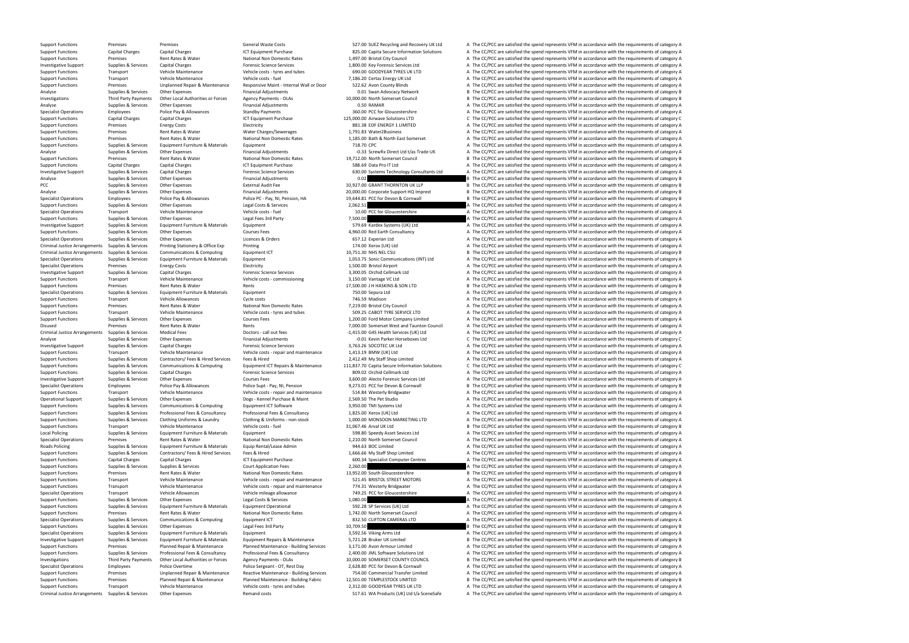| | | | | | | | |
|---|---|---|---|---|---|---|---|
| Support Functions | Premises | Premises | General Waste Costs | 527.00 | SUEZ Recycling and Recovery UK Ltd | A | The CC/PCC are satisfied the spend represents VFM in accordance with the requirements of category A |
| Support Functions | Capital Charges | Capital Charges | ICT Equipment Purchase | 825.00 | Capita Secure Information Solutions | A | The CC/PCC are satisfied the spend represents VFM in accordance with the requirements of category A |
| Support Functions | Premises | Rent Rates & Water | National Non Domestic Rates | 1,497.00 | Bristol City Council | A | The CC/PCC are satisfied the spend represents VFM in accordance with the requirements of category A |
| Investigative Support | Supplies & Services | Capital Charges | Forensic Science Services | 1,800.00 | Key Forensic Services Ltd | A | The CC/PCC are satisfied the spend represents VFM in accordance with the requirements of category A |
| Support Functions | Transport | Vehicle Maintenance | Vehicle costs - tyres and tubes | 690.00 | GOODYEAR TYRES UK LTD | A | The CC/PCC are satisfied the spend represents VFM in accordance with the requirements of category A |
| Support Functions | Transport | Vehicle Maintenance | Vehicle costs - fuel | 7,186.20 | Certas Energy UK Ltd | A | The CC/PCC are satisfied the spend represents VFM in accordance with the requirements of category A |
| Support Functions | Premises | Unplanned Repair & Maintenance | Responsive Maint - Internal Wall or Door | 522.62 | Avon County Blinds | A | The CC/PCC are satisfied the spend represents VFM in accordance with the requirements of category A |
| Analyse | Supplies & Services | Other Expenses | Financial Adjustments | 0.01 | Swan Advocacy Network | B | The CC/PCC are satisfied the spend represents VFM in accordance with the requirements of category B |
| Investigations | Third Party Payments | Other Local Authorities or Forces | Agency Payments - OLAs | 10,000.00 | North Somerset Council | B | The CC/PCC are satisfied the spend represents VFM in accordance with the requirements of category B |
| Analyse | Supplies & Services | Other Expenses | Financial Adjustments | 0.50 | RAMAR | A | The CC/PCC are satisfied the spend represents VFM in accordance with the requirements of category A |
| Specialist Operations | Employees | Police Pay & Allowances | Standby Payments | 360.00 | PCC for Gloucestershire | A | The CC/PCC are satisfied the spend represents VFM in accordance with the requirements of category A |
| Support Functions | Capital Charges | Capital Charges | ICT Equipment Purchase | 125,000.00 | Airwave Solutions LTD | C | The CC/PCC are satisfied the spend represents VFM in accordance with the requirements of category C |
| Support Functions | Premises | Energy Costs | Electricity | 881.38 | EDF ENERGY 1 LIMITED | A | The CC/PCC are satisfied the spend represents VFM in accordance with the requirements of category A |
| Support Functions | Premises | Rent Rates & Water | Water Charges/Sewerages | 1,791.83 | Water2Business | A | The CC/PCC are satisfied the spend represents VFM in accordance with the requirements of category A |
| Support Functions | Premises | Rent Rates & Water | National Non Domestic Rates | 1,185.00 | Bath & North East Somerset | A | The CC/PCC are satisfied the spend represents VFM in accordance with the requirements of category A |
| Support Functions | Supplies & Services | Equipment Furniture & Materials | Equipment | 718.70 | CPC | A | The CC/PCC are satisfied the spend represents VFM in accordance with the requirements of category A |
| Analyse | Supplies & Services | Other Expenses | Financial Adjustments | -0.33 | Screwfix Direct Ltd t/as Trade UK | A | The CC/PCC are satisfied the spend represents VFM in accordance with the requirements of category A |
| Support Functions | Premises | Rent Rates & Water | National Non Domestic Rates | 19,712.00 | North Somerset Council | B | The CC/PCC are satisfied the spend represents VFM in accordance with the requirements of category B |
| Support Functions | Capital Charges | Capital Charges | ICT Equipment Purchase | 588.69 | Data Pro IT Ltd | A | The CC/PCC are satisfied the spend represents VFM in accordance with the requirements of category A |
| Investigative Support | Supplies & Services | Capital Charges | Forensic Science Services | 630.00 | Systems Technology Consultants Ltd | A | The CC/PCC are satisfied the spend represents VFM in accordance with the requirements of category A |
| Analyse | Supplies & Services | Other Expenses | Financial Adjustments | 0.02 | | B | The CC/PCC are satisfied the spend represents VFM in accordance with the requirements of category B |
| PCC | Supplies & Services | Other Expenses | External Audit Fee | 10,927.00 | GRANT THORNTON UK LLP | B | The CC/PCC are satisfied the spend represents VFM in accordance with the requirements of category B |
| Analyse | Supplies & Services | Other Expenses | Financial Adjustments | 20,000.00 | Corporate Support HQ Imprest | B | The CC/PCC are satisfied the spend represents VFM in accordance with the requirements of category B |
| Specialist Operations | Employees | Police Pay & Allowances | Police PC - Pay, NI, Pension, HA | 19,644.81 | PCC for Devon & Cornwall | B | The CC/PCC are satisfied the spend represents VFM in accordance with the requirements of category B |
| Support Functions | Supplies & Services | Other Expenses | Legal Costs & Services | 2,062.51 | | A | The CC/PCC are satisfied the spend represents VFM in accordance with the requirements of category A |
| Specialist Operations | Transport | Vehicle Maintenance | Vehicle costs - fuel | 10.00 | PCC for Gloucestershire | A | The CC/PCC are satisfied the spend represents VFM in accordance with the requirements of category A |
| Support Functions | Supplies & Services | Other Expenses | Legal Fees 3rd Party | 7,500.00 | | A | The CC/PCC are satisfied the spend represents VFM in accordance with the requirements of category A |
| Investigative Support | Supplies & Services | Equipment Furniture & Materials | Equipment | 579.69 | Kardex Systems (UK) Ltd | A | The CC/PCC are satisfied the spend represents VFM in accordance with the requirements of category A |
| Support Functions | Supplies & Services | Other Expenses | Courses Fees | 4,960.00 | Red Earth Consultancy | A | The CC/PCC are satisfied the spend represents VFM in accordance with the requirements of category A |
| Specialist Operations | Supplies & Services | Other Expenses | Licences & Orders | 657.12 | Experian Ltd | A | The CC/PCC are satisfied the spend represents VFM in accordance with the requirements of category A |
| Criminal Justice Arrangements | Supplies & Services | Printing Stationery & Office Exp | Printing | 174.00 | Xerox (UK) Ltd | A | The CC/PCC are satisfied the spend represents VFM in accordance with the requirements of category A |
| Criminal Justice Arrangements | Supplies & Services | Communications & Computing | Equipment ICT | 10,751.30 | NHS NEL CSU | B | The CC/PCC are satisfied the spend represents VFM in accordance with the requirements of category B |
| Specialist Operations | Supplies & Services | Equipment Furniture & Materials | Equipment | 1,053.75 | Sonic Communications (INT) Ltd | A | The CC/PCC are satisfied the spend represents VFM in accordance with the requirements of category A |
| Specialist Operations | Premises | Energy Costs | Electricity | 1,500.00 | Bristol Airport | A | The CC/PCC are satisfied the spend represents VFM in accordance with the requirements of category A |
| Investigative Support | Supplies & Services | Capital Charges | Forensic Science Services | 3,300.05 | Orchid Cellmark Ltd | A | The CC/PCC are satisfied the spend represents VFM in accordance with the requirements of category A |
| Support Functions | Transport | Vehicle Maintenance | Vehicle costs - commissioning | 3,150.00 | Vantage VC Ltd | A | The CC/PCC are satisfied the spend represents VFM in accordance with the requirements of category A |
| Support Functions | Premises | Rent Rates & Water | Rents | 17,500.00 | J H HASKINS & SON LTD | B | The CC/PCC are satisfied the spend represents VFM in accordance with the requirements of category B |
| Specialist Operations | Supplies & Services | Equipment Furniture & Materials | Equipment | 750.00 | Sepura Ltd | A | The CC/PCC are satisfied the spend represents VFM in accordance with the requirements of category A |
| Support Functions | Transport | Vehicle Allowances | Cycle costs | 746.59 | Madison | A | The CC/PCC are satisfied the spend represents VFM in accordance with the requirements of category A |
| Support Functions | Premises | Rent Rates & Water | National Non Domestic Rates | 7,219.00 | Bristol City Council | A | The CC/PCC are satisfied the spend represents VFM in accordance with the requirements of category A |
| Support Functions | Transport | Vehicle Maintenance | Vehicle costs - tyres and tubes | 509.25 | CABOT TYRE SERVICE LTD | A | The CC/PCC are satisfied the spend represents VFM in accordance with the requirements of category A |
| Support Functions | Supplies & Services | Other Expenses | Courses Fees | 1,200.00 | Ford Motor Company Limited | A | The CC/PCC are satisfied the spend represents VFM in accordance with the requirements of category A |
| Disused | Premises | Rent Rates & Water | Rents | 7,000.00 | Somerset West and Taunton Council | A | The CC/PCC are satisfied the spend represents VFM in accordance with the requirements of category A |
| Criminal Justice Arrangements | Supplies & Services | Medical Fees | Doctors - call out fees | -1,415.00 | G4S Health Services (UK) Ltd | A | The CC/PCC are satisfied the spend represents VFM in accordance with the requirements of category A |
| Analyse | Supplies & Services | Other Expenses | Financial Adjustments | -0.01 | Kevin Parker Horseboxes Ltd | C | The CC/PCC are satisfied the spend represents VFM in accordance with the requirements of category C |
| Investigative Support | Supplies & Services | Capital Charges | Forensic Science Services | 3,763.26 | SOCOTEC UK Ltd | A | The CC/PCC are satisfied the spend represents VFM in accordance with the requirements of category A |
| Support Functions | Transport | Vehicle Maintenance | Vehicle costs - repair and maintenance | 1,413.19 | BMW (UK) Ltd | A | The CC/PCC are satisfied the spend represents VFM in accordance with the requirements of category A |
| Support Functions | Supplies & Services | Contractors/ Fees & Hired Services | Fees & Hired | 2,412.49 | My Staff Shop Limited | A | The CC/PCC are satisfied the spend represents VFM in accordance with the requirements of category A |
| Support Functions | Supplies & Services | Communications & Computing | Equipment ICT Repairs & Maintenance | 111,837.70 | Capita Secure Information Solutions | C | The CC/PCC are satisfied the spend represents VFM in accordance with the requirements of category C |
| Support Functions | Supplies & Services | Capital Charges | Forensic Science Services | 809.02 | Orchid Cellmark Ltd | A | The CC/PCC are satisfied the spend represents VFM in accordance with the requirements of category A |
| Investigative Support | Supplies & Services | Other Expenses | Courses Fees | 3,600.00 | Alecto Forensic Services Ltd | A | The CC/PCC are satisfied the spend represents VFM in accordance with the requirements of category A |
| Specialist Operations | Employees | Police Pay & Allowances | Police Supt - Pay, NI, Pension | 9,273.01 | PCC for Devon & Cornwall | B | The CC/PCC are satisfied the spend represents VFM in accordance with the requirements of category B |
| Support Functions | Transport | Vehicle Maintenance | Vehicle costs - repair and maintenance | 514.84 | Westerly Bridgwater | A | The CC/PCC are satisfied the spend represents VFM in accordance with the requirements of category A |
| Operational Support | Supplies & Services | Other Expenses | Dogs - Kennel Purchase & Maint | 2,569.50 | The Pet Studio | A | The CC/PCC are satisfied the spend represents VFM in accordance with the requirements of category A |
| Support Functions | Supplies & Services | Communications & Computing | Equipment ICT Software | 3,950.00 | TMI Systems Ltd | A | The CC/PCC are satisfied the spend represents VFM in accordance with the requirements of category A |
| Support Functions | Supplies & Services | Professional Fees & Consultancy | Professional Fees & Consultancy | 1,825.00 | Xerox (UK) Ltd | A | The CC/PCC are satisfied the spend represents VFM in accordance with the requirements of category A |
| Support Functions | Supplies & Services | Clothing Uniforms & Laundry | Clothing & Uniforms - non-stock | 1,000.00 | MONSOON MARKETING LTD | A | The CC/PCC are satisfied the spend represents VFM in accordance with the requirements of category A |
| Support Functions | Transport | Vehicle Maintenance | Vehicle costs - fuel | 31,067.46 | Arval UK Ltd | B | The CC/PCC are satisfied the spend represents VFM in accordance with the requirements of category B |
| Local Policing | Supplies & Services | Equipment Furniture & Materials | Equipment | 598.80 | Speedy Asset Services Ltd | A | The CC/PCC are satisfied the spend represents VFM in accordance with the requirements of category A |
| Specialist Operations | Premises | Rent Rates & Water | National Non Domestic Rates | 1,210.00 | North Somerset Council | A | The CC/PCC are satisfied the spend represents VFM in accordance with the requirements of category A |
| Roads Policing | Supplies & Services | Equipment Furniture & Materials | Equip Rental/Lease Admin | 944.63 | BOC Limited | A | The CC/PCC are satisfied the spend represents VFM in accordance with the requirements of category A |
| Support Functions | Supplies & Services | Contractors/ Fees & Hired Services | Fees & Hired | 1,666.66 | My Staff Shop Limited | A | The CC/PCC are satisfied the spend represents VFM in accordance with the requirements of category A |
| Support Functions | Capital Charges | Capital Charges | ICT Equipment Purchase | 600.34 | Specialist Computer Centres | A | The CC/PCC are satisfied the spend represents VFM in accordance with the requirements of category A |
| Support Functions | Supplies & Services | Supplies & Services | Court Application Fees | 2,260.00 | | A | The CC/PCC are satisfied the spend represents VFM in accordance with the requirements of category A |
| Support Functions | Premises | Rent Rates & Water | National Non Domestic Rates | 13,952.00 | South Gloucestershire | B | The CC/PCC are satisfied the spend represents VFM in accordance with the requirements of category B |
| Support Functions | Transport | Vehicle Maintenance | Vehicle costs - repair and maintenance | 521.45 | BRISTOL STREET MOTORS | A | The CC/PCC are satisfied the spend represents VFM in accordance with the requirements of category A |
| Support Functions | Transport | Vehicle Maintenance | Vehicle costs - repair and maintenance | 774.31 | Westerly Bridgwater | A | The CC/PCC are satisfied the spend represents VFM in accordance with the requirements of category A |
| Specialist Operations | Transport | Vehicle Allowances | Vehicle mileage allowance | 749.25 | PCC for Gloucestershire | A | The CC/PCC are satisfied the spend represents VFM in accordance with the requirements of category A |
| Support Functions | Supplies & Services | Other Expenses | Legal Costs & Services | 1,080.00 | | A | The CC/PCC are satisfied the spend represents VFM in accordance with the requirements of category A |
| Support Functions | Supplies & Services | Equipment Furniture & Materials | Equipment Operational | 592.28 | SP Services (UK) Ltd | A | The CC/PCC are satisfied the spend represents VFM in accordance with the requirements of category A |
| Support Functions | Premises | Rent Rates & Water | National Non Domestic Rates | 1,742.00 | North Somerset Council | A | The CC/PCC are satisfied the spend represents VFM in accordance with the requirements of category A |
| Specialist Operations | Supplies & Services | Communications & Computing | Equipment ICT | 832.50 | CLIFTON CAMERAS LTD | A | The CC/PCC are satisfied the spend represents VFM in accordance with the requirements of category A |
| Support Functions | Supplies & Services | Other Expenses | Legal Fees 3rd Party | 10,709.50 | | B | The CC/PCC are satisfied the spend represents VFM in accordance with the requirements of category B |
| Specialist Operations | Supplies & Services | Equipment Furniture & Materials | Equipment | 3,592.56 | Viking Arms Ltd | A | The CC/PCC are satisfied the spend represents VFM in accordance with the requirements of category A |
| Investigative Support | Supplies & Services | Equipment Furniture & Materials | Equipment Repairs & Maintenance | 5,721.28 | Bruker UK Limited | B | The CC/PCC are satisfied the spend represents VFM in accordance with the requirements of category B |
| Support Functions | Premises | Planned Repair & Maintenance | Planned Maintenance - Building Services | 3,171.00 | Avon Armour Limited | A | The CC/PCC are satisfied the spend represents VFM in accordance with the requirements of category A |
| Support Functions | Supplies & Services | Professional Fees & Consultancy | Professional Fees & Consultancy | 2,400.00 | JML Software Solutions Ltd | A | The CC/PCC are satisfied the spend represents VFM in accordance with the requirements of category A |
| Investigations | Third Party Payments | Other Local Authorities or Forces | Agency Payments - OLAs | 10,000.00 | SOMERSET COUNTY COUNCIL | B | The CC/PCC are satisfied the spend represents VFM in accordance with the requirements of category B |
| Specialist Operations | Employees | Police Overtime | Police Sergeant - OT, Rest Day | 2,628.80 | PCC for Devon & Cornwall | A | The CC/PCC are satisfied the spend represents VFM in accordance with the requirements of category A |
| Support Functions | Premises | Unplanned Repair & Maintenance | Reactive Maintenance - Building Services | 754.00 | Commercial Transfer Limited | A | The CC/PCC are satisfied the spend represents VFM in accordance with the requirements of category A |
| Support Functions | Premises | Planned Repair & Maintenance | Planned Maintenance - Building Fabric | 12,501.00 | TEMPLESTOCK LIMITED | B | The CC/PCC are satisfied the spend represents VFM in accordance with the requirements of category B |
| Support Functions | Transport | Vehicle Maintenance | Vehicle costs - tyres and tubes | 2,312.00 | GOODYEAR TYRES UK LTD | A | The CC/PCC are satisfied the spend represents VFM in accordance with the requirements of category A |
| Criminal Justice Arrangements | Supplies & Services | Other Expenses | Remand costs | 517.61 | WA Products (UK) Ltd t/a SceneSafe | A | The CC/PCC are satisfied the spend represents VFM in accordance with the requirements of category A |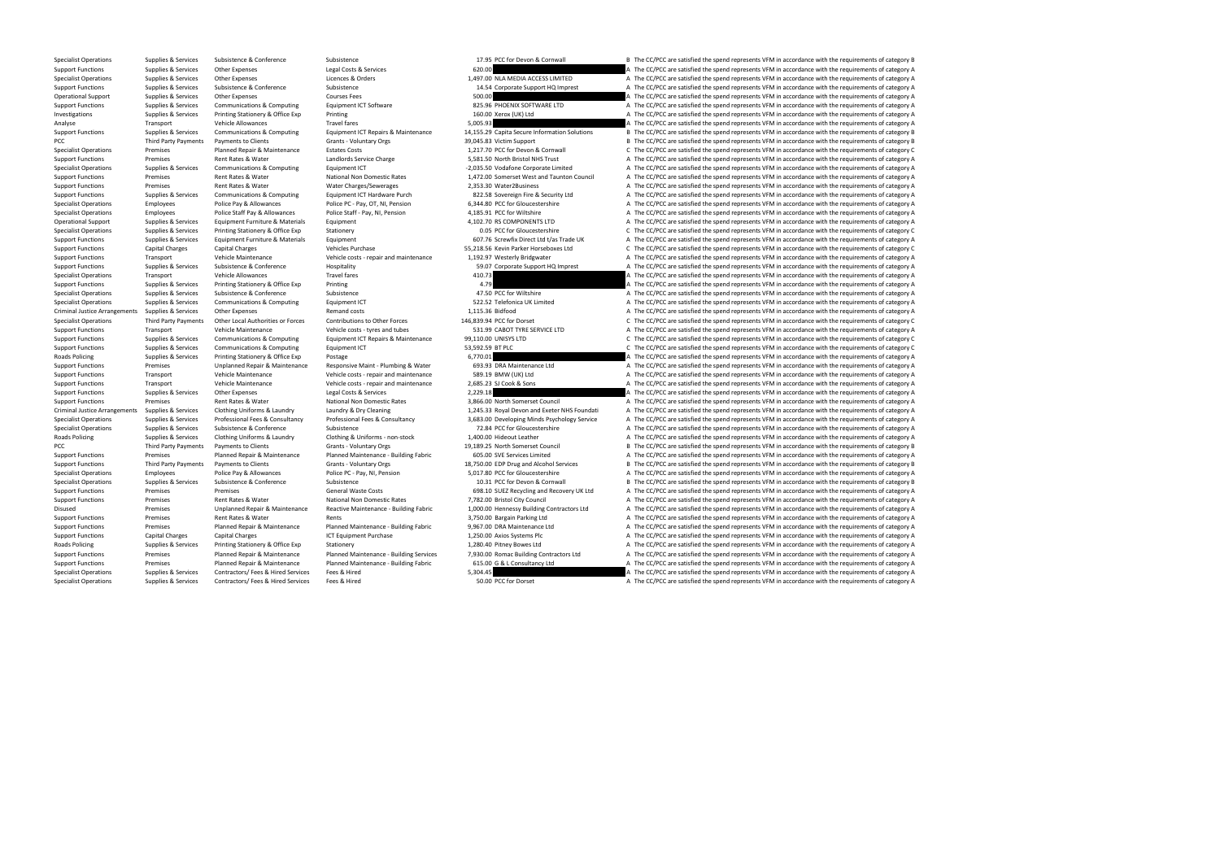| | | | | | | |
|---|---|---|---|---|---|---|
| Specialist Operations | Supplies & Services | Subsistence & Conference | Subsistence | 17.95 | PCC for Devon & Cornwall | B The CC/PCC are satisfied the spend represents VFM in accordance with the requirements of category B |
| Support Functions | Supplies & Services | Other Expenses | Legal Costs & Services | 620.00 | | A The CC/PCC are satisfied the spend represents VFM in accordance with the requirements of category A |
| Specialist Operations | Supplies & Services | Other Expenses | Licences & Orders | 1,497.00 | NLA MEDIA ACCESS LIMITED | A The CC/PCC are satisfied the spend represents VFM in accordance with the requirements of category A |
| Support Functions | Supplies & Services | Subsistence & Conference | Subsistence | 14.54 | Corporate Support HQ Imprest | A The CC/PCC are satisfied the spend represents VFM in accordance with the requirements of category A |
| Operational Support | Supplies & Services | Other Expenses | Courses Fees | 500.00 | | A The CC/PCC are satisfied the spend represents VFM in accordance with the requirements of category A |
| Support Functions | Supplies & Services | Communications & Computing | Equipment ICT Software | 825.96 | PHOENIX SOFTWARE LTD | A The CC/PCC are satisfied the spend represents VFM in accordance with the requirements of category A |
| Investigations | Supplies & Services | Printing Stationery & Office Exp | Printing | 160.00 | Xerox (UK) Ltd | A The CC/PCC are satisfied the spend represents VFM in accordance with the requirements of category A |
| Analyse | Transport | Vehicle Allowances | Travel fares | 5,005.93 | | A The CC/PCC are satisfied the spend represents VFM in accordance with the requirements of category A |
| Support Functions | Supplies & Services | Communications & Computing | Equipment ICT Repairs & Maintenance | 14,155.29 | Capita Secure Information Solutions | B The CC/PCC are satisfied the spend represents VFM in accordance with the requirements of category B |
| PCC | Third Party Payments | Payments to Clients | Grants - Voluntary Orgs | 39,045.83 | Victim Support | B The CC/PCC are satisfied the spend represents VFM in accordance with the requirements of category B |
| Specialist Operations | Premises | Planned Repair & Maintenance | Estates Costs | 1,217.70 | PCC for Devon & Cornwall | C The CC/PCC are satisfied the spend represents VFM in accordance with the requirements of category C |
| Support Functions | Premises | Rent Rates & Water | Landlords Service Charge | 5,581.50 | North Bristol NHS Trust | A The CC/PCC are satisfied the spend represents VFM in accordance with the requirements of category A |
| Specialist Operations | Supplies & Services | Communications & Computing | Equipment ICT | -2,035.50 | Vodafone Corporate Limited | A The CC/PCC are satisfied the spend represents VFM in accordance with the requirements of category A |
| Support Functions | Premises | Rent Rates & Water | National Non Domestic Rates | 1,472.00 | Somerset West and Taunton Council | A The CC/PCC are satisfied the spend represents VFM in accordance with the requirements of category A |
| Support Functions | Premises | Rent Rates & Water | Water Charges/Sewerages | 2,353.30 | Water2Business | A The CC/PCC are satisfied the spend represents VFM in accordance with the requirements of category A |
| Support Functions | Supplies & Services | Communications & Computing | Equipment ICT Hardware Purch | 822.58 | Sovereign Fire & Security Ltd | A The CC/PCC are satisfied the spend represents VFM in accordance with the requirements of category A |
| Specialist Operations | Employees | Police Pay & Allowances | Police PC - Pay, OT, NI, Pension | 6,344.80 | PCC for Gloucestershire | A The CC/PCC are satisfied the spend represents VFM in accordance with the requirements of category A |
| Specialist Operations | Employees | Police Staff Pay & Allowances | Police Staff - Pay, NI, Pension | 4,185.91 | PCC for Wiltshire | A The CC/PCC are satisfied the spend represents VFM in accordance with the requirements of category A |
| Operational Support | Supplies & Services | Equipment Furniture & Materials | Equipment | 4,102.70 | RS COMPONENTS LTD | A The CC/PCC are satisfied the spend represents VFM in accordance with the requirements of category A |
| Specialist Operations | Supplies & Services | Printing Stationery & Office Exp | Stationery | 0.05 | PCC for Gloucestershire | C The CC/PCC are satisfied the spend represents VFM in accordance with the requirements of category C |
| Support Functions | Supplies & Services | Equipment Furniture & Materials | Equipment | 607.76 | Screwfix Direct Ltd t/as Trade UK | A The CC/PCC are satisfied the spend represents VFM in accordance with the requirements of category A |
| Support Functions | Capital Charges | Capital Charges | Vehicles Purchase | 55,218.56 | Kevin Parker Horseboxes Ltd | C The CC/PCC are satisfied the spend represents VFM in accordance with the requirements of category C |
| Support Functions | Transport | Vehicle Maintenance | Vehicle costs - repair and maintenance | 1,192.97 | Westerly Bridgwater | A The CC/PCC are satisfied the spend represents VFM in accordance with the requirements of category A |
| Support Functions | Supplies & Services | Subsistence & Conference | Hospitality | 59.07 | Corporate Support HQ Imprest | A The CC/PCC are satisfied the spend represents VFM in accordance with the requirements of category A |
| Specialist Operations | Transport | Vehicle Allowances | Travel fares | 410.73 | | A The CC/PCC are satisfied the spend represents VFM in accordance with the requirements of category A |
| Support Functions | Supplies & Services | Printing Stationery & Office Exp | Printing | 4.79 | | A The CC/PCC are satisfied the spend represents VFM in accordance with the requirements of category A |
| Specialist Operations | Supplies & Services | Subsistence & Conference | Subsistence | 47.50 | PCC for Wiltshire | A The CC/PCC are satisfied the spend represents VFM in accordance with the requirements of category A |
| Specialist Operations | Supplies & Services | Communications & Computing | Equipment ICT | 522.52 | Telefonica UK Limited | A The CC/PCC are satisfied the spend represents VFM in accordance with the requirements of category A |
| Criminal Justice Arrangements | Supplies & Services | Other Expenses | Remand costs | 1,115.36 | Bidfood | A The CC/PCC are satisfied the spend represents VFM in accordance with the requirements of category A |
| Specialist Operations | Third Party Payments | Other Local Authorities or Forces | Contributions to Other Forces | 146,839.94 | PCC for Dorset | C The CC/PCC are satisfied the spend represents VFM in accordance with the requirements of category C |
| Support Functions | Transport | Vehicle Maintenance | Vehicle costs - tyres and tubes | 531.99 | CABOT TYRE SERVICE LTD | A The CC/PCC are satisfied the spend represents VFM in accordance with the requirements of category A |
| Support Functions | Supplies & Services | Communications & Computing | Equipment ICT Repairs & Maintenance | 99,110.00 | UNISYS LTD | C The CC/PCC are satisfied the spend represents VFM in accordance with the requirements of category C |
| Support Functions | Supplies & Services | Communications & Computing | Equipment ICT | 53,592.59 | BT PLC | C The CC/PCC are satisfied the spend represents VFM in accordance with the requirements of category C |
| Roads Policing | Supplies & Services | Printing Stationery & Office Exp | Postage | 6,770.01 | | A The CC/PCC are satisfied the spend represents VFM in accordance with the requirements of category A |
| Support Functions | Premises | Unplanned Repair & Maintenance | Responsive Maint - Plumbing & Water | 693.93 | DRA Maintenance Ltd | A The CC/PCC are satisfied the spend represents VFM in accordance with the requirements of category A |
| Support Functions | Transport | Vehicle Maintenance | Vehicle costs - repair and maintenance | 589.19 | BMW (UK) Ltd | A The CC/PCC are satisfied the spend represents VFM in accordance with the requirements of category A |
| Support Functions | Transport | Vehicle Maintenance | Vehicle costs - repair and maintenance | 2,685.23 | SJ Cook & Sons | A The CC/PCC are satisfied the spend represents VFM in accordance with the requirements of category A |
| Support Functions | Supplies & Services | Other Expenses | Legal Costs & Services | 2,229.18 | | A The CC/PCC are satisfied the spend represents VFM in accordance with the requirements of category A |
| Support Functions | Premises | Rent Rates & Water | National Non Domestic Rates | 3,866.00 | North Somerset Council | A The CC/PCC are satisfied the spend represents VFM in accordance with the requirements of category A |
| Criminal Justice Arrangements | Supplies & Services | Clothing Uniforms & Laundry | Laundry & Dry Cleaning | 1,245.33 | Royal Devon and Exeter NHS Foundati | A The CC/PCC are satisfied the spend represents VFM in accordance with the requirements of category A |
| Specialist Operations | Supplies & Services | Professional Fees & Consultancy | Professional Fees & Consultancy | 3,683.00 | Developing Minds Psychology Service | A The CC/PCC are satisfied the spend represents VFM in accordance with the requirements of category A |
| Specialist Operations | Supplies & Services | Subsistence & Conference | Subsistence | 72.84 | PCC for Gloucestershire | A The CC/PCC are satisfied the spend represents VFM in accordance with the requirements of category A |
| Roads Policing | Supplies & Services | Clothing Uniforms & Laundry | Clothing & Uniforms - non-stock | 1,400.00 | Hideout Leather | A The CC/PCC are satisfied the spend represents VFM in accordance with the requirements of category A |
| PCC | Third Party Payments | Payments to Clients | Grants - Voluntary Orgs | 19,189.25 | North Somerset Council | B The CC/PCC are satisfied the spend represents VFM in accordance with the requirements of category B |
| Support Functions | Premises | Planned Repair & Maintenance | Planned Maintenance - Building Fabric | 605.00 | SVE Services Limited | A The CC/PCC are satisfied the spend represents VFM in accordance with the requirements of category A |
| Support Functions | Third Party Payments | Payments to Clients | Grants - Voluntary Orgs | 18,750.00 | EDP Drug and Alcohol Services | B The CC/PCC are satisfied the spend represents VFM in accordance with the requirements of category B |
| Specialist Operations | Employees | Police Pay & Allowances | Police PC - Pay, NI, Pension | 5,017.80 | PCC for Gloucestershire | A The CC/PCC are satisfied the spend represents VFM in accordance with the requirements of category A |
| Specialist Operations | Supplies & Services | Subsistence & Conference | Subsistence | 10.31 | PCC for Devon & Cornwall | B The CC/PCC are satisfied the spend represents VFM in accordance with the requirements of category B |
| Support Functions | Premises | Premises | General Waste Costs | 698.10 | SUEZ Recycling and Recovery UK Ltd | A The CC/PCC are satisfied the spend represents VFM in accordance with the requirements of category A |
| Support Functions | Premises | Rent Rates & Water | National Non Domestic Rates | 7,782.00 | Bristol City Council | A The CC/PCC are satisfied the spend represents VFM in accordance with the requirements of category A |
| Disused | Premises | Unplanned Repair & Maintenance | Reactive Maintenance - Building Fabric | 1,000.00 | Hennessy Building Contractors Ltd | A The CC/PCC are satisfied the spend represents VFM in accordance with the requirements of category A |
| Support Functions | Premises | Rent Rates & Water | Rents | 3,750.00 | Bargain Parking Ltd | A The CC/PCC are satisfied the spend represents VFM in accordance with the requirements of category A |
| Support Functions | Premises | Planned Repair & Maintenance | Planned Maintenance - Building Fabric | 9,967.00 | DRA Maintenance Ltd | A The CC/PCC are satisfied the spend represents VFM in accordance with the requirements of category A |
| Support Functions | Capital Charges | Capital Charges | ICT Equipment Purchase | 1,250.00 | Axios Systems Plc | A The CC/PCC are satisfied the spend represents VFM in accordance with the requirements of category A |
| Roads Policing | Supplies & Services | Printing Stationery & Office Exp | Stationery | 1,280.40 | Pitney Bowes Ltd | A The CC/PCC are satisfied the spend represents VFM in accordance with the requirements of category A |
| Support Functions | Premises | Planned Repair & Maintenance | Planned Maintenance - Building Services | 7,930.00 | Romac Building Contractors Ltd | A The CC/PCC are satisfied the spend represents VFM in accordance with the requirements of category A |
| Support Functions | Premises | Planned Repair & Maintenance | Planned Maintenance - Building Fabric | 615.00 | G & L Consultancy Ltd | A The CC/PCC are satisfied the spend represents VFM in accordance with the requirements of category A |
| Specialist Operations | Supplies & Services | Contractors/ Fees & Hired Services | Fees & Hired | 5,304.45 | | A The CC/PCC are satisfied the spend represents VFM in accordance with the requirements of category A |
| Specialist Operations | Supplies & Services | Contractors/ Fees & Hired Services | Fees & Hired | 50.00 | PCC for Dorset | A The CC/PCC are satisfied the spend represents VFM in accordance with the requirements of category A |